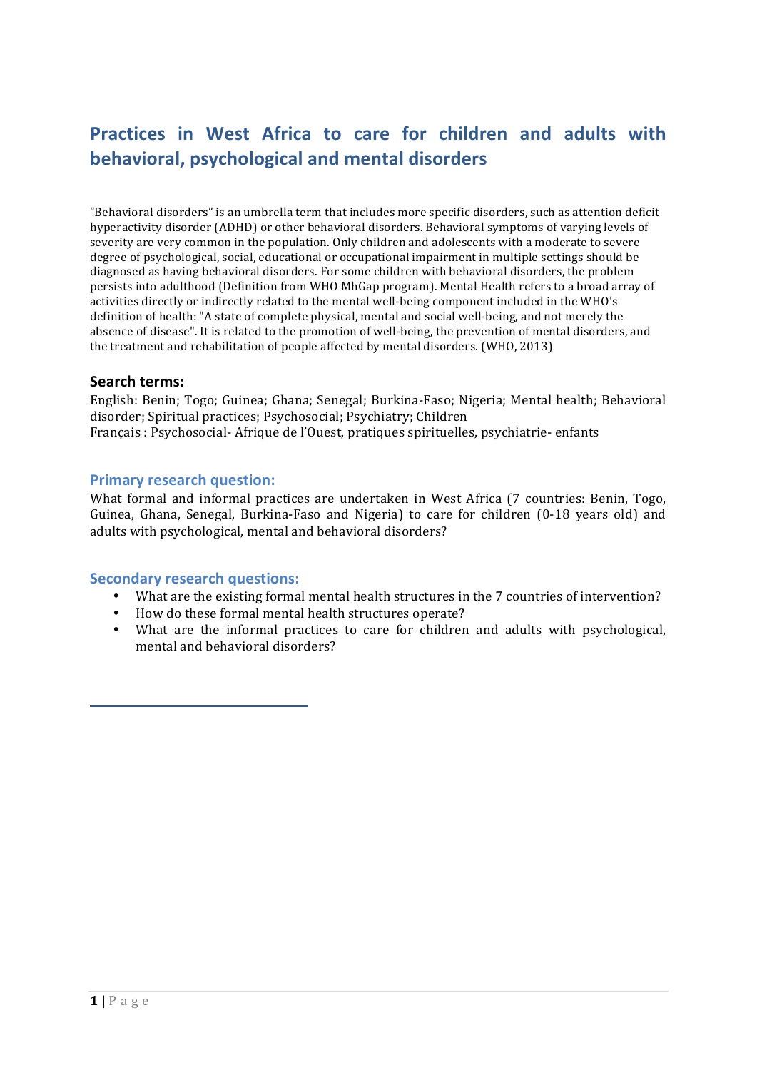# Practices in West Africa to care for children and adults with behavioral, psychological and mental disorders

"Behavioral disorders" is an umbrella term that includes more specific disorders, such as attention deficit hyperactivity disorder (ADHD) or other behavioral disorders. Behavioral symptoms of varying levels of severity are very common in the population. Only children and adolescents with a moderate to severe degree of psychological, social, educational or occupational impairment in multiple settings should be diagnosed as having behavioral disorders. For some children with behavioral disorders, the problem persists into adulthood (Definition from WHO MhGap program). Mental Health refers to a broad array of activities directly or indirectly related to the mental well-being component included in the WHO's definition of health: "A state of complete physical, mental and social well-being, and not merely the absence of disease". It is related to the promotion of well-being, the prevention of mental disorders, and the treatment and rehabilitation of people affected by mental disorders. (WHO, 2013)

### Search terms:

English: Benin; Togo; Guinea; Ghana; Senegal; Burkina-Faso; Nigeria; Mental health; Behavioral disorder; Spiritual practices; Psychosocial; Psychiatry; Children
Français : Psychosocial- Afrique de l'Ouest, pratiques spirituelles, psychiatrie- enfants

## Primary research question:

What formal and informal practices are undertaken in West Africa (7 countries: Benin, Togo, Guinea, Ghana, Senegal, Burkina-Faso and Nigeria) to care for children (0-18 years old) and adults with psychological, mental and behavioral disorders?

## Secondary research questions:

- What are the existing formal mental health structures in the 7 countries of intervention?
- How do these formal mental health structures operate?
- What are the informal practices to care for children and adults with psychological, mental and behavioral disorders?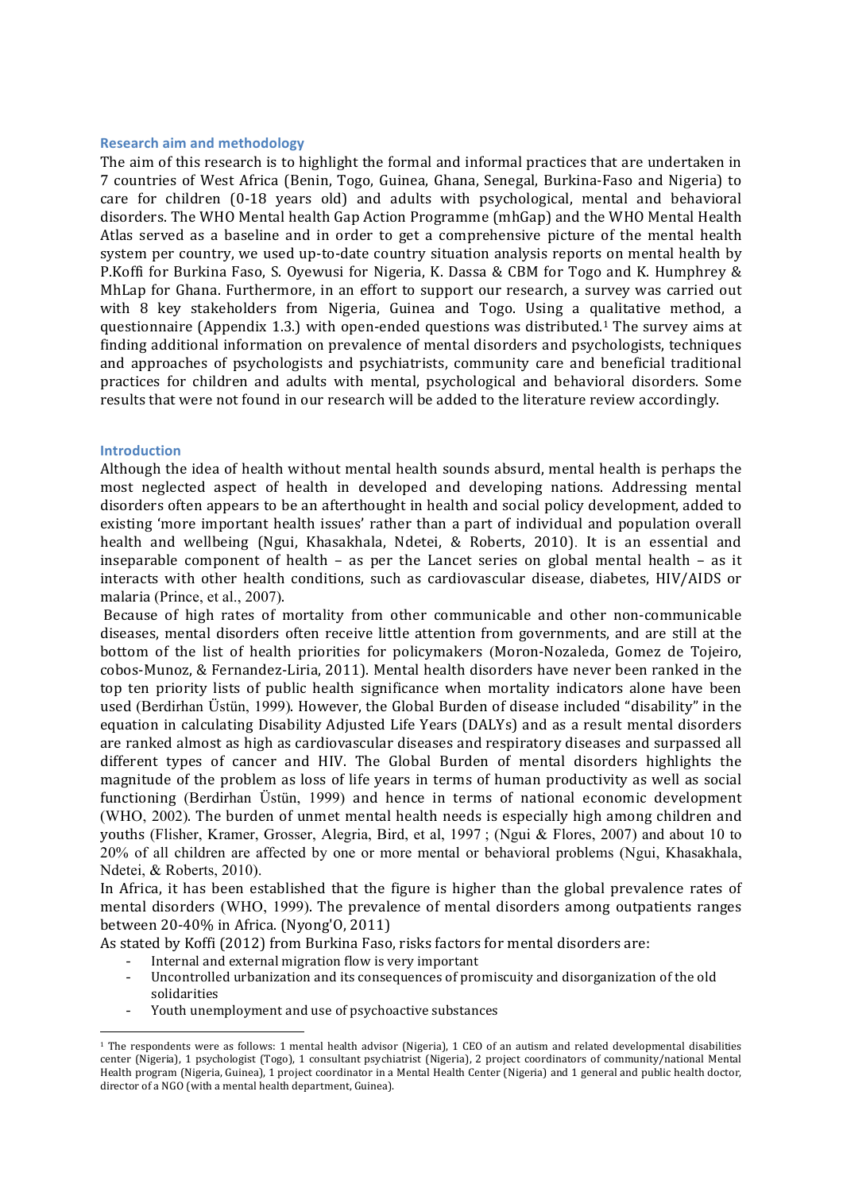## Research aim and methodology

The aim of this research is to highlight the formal and informal practices that are undertaken in 7 countries of West Africa (Benin, Togo, Guinea, Ghana, Senegal, Burkina-Faso and Nigeria) to care for children (0-18 years old) and adults with psychological, mental and behavioral disorders. The WHO Mental health Gap Action Programme (mhGap) and the WHO Mental Health Atlas served as a baseline and in order to get a comprehensive picture of the mental health system per country, we used up-to-date country situation analysis reports on mental health by P.Koffi for Burkina Faso, S. Oyewusi for Nigeria, K. Dassa & CBM for Togo and K. Humphrey & MhLap for Ghana. Furthermore, in an effort to support our research, a survey was carried out with 8 key stakeholders from Nigeria, Guinea and Togo. Using a qualitative method, a questionnaire (Appendix 1.3.) with open-ended questions was distributed.[1] The survey aims at finding additional information on prevalence of mental disorders and psychologists, techniques and approaches of psychologists and psychiatrists, community care and beneficial traditional practices for children and adults with mental, psychological and behavioral disorders. Some results that were not found in our research will be added to the literature review accordingly.

## Introduction

Although the idea of health without mental health sounds absurd, mental health is perhaps the most neglected aspect of health in developed and developing nations. Addressing mental disorders often appears to be an afterthought in health and social policy development, added to existing 'more important health issues' rather than a part of individual and population overall health and wellbeing (Ngui, Khasakhala, Ndetei, & Roberts, 2010). It is an essential and inseparable component of health – as per the Lancet series on global mental health – as it interacts with other health conditions, such as cardiovascular disease, diabetes, HIV/AIDS or malaria (Prince, et al., 2007).

Because of high rates of mortality from other communicable and other non-communicable diseases, mental disorders often receive little attention from governments, and are still at the bottom of the list of health priorities for policymakers (Moron-Nozaleda, Gomez de Tojeiro, cobos-Munoz, & Fernandez-Liria, 2011). Mental health disorders have never been ranked in the top ten priority lists of public health significance when mortality indicators alone have been used (Berdirhan Üstün, 1999). However, the Global Burden of disease included "disability" in the equation in calculating Disability Adjusted Life Years (DALYs) and as a result mental disorders are ranked almost as high as cardiovascular diseases and respiratory diseases and surpassed all different types of cancer and HIV. The Global Burden of mental disorders highlights the magnitude of the problem as loss of life years in terms of human productivity as well as social functioning (Berdirhan Üstün, 1999) and hence in terms of national economic development (WHO, 2002). The burden of unmet mental health needs is especially high among children and youths (Flisher, Kramer, Grosser, Alegria, Bird, et al, 1997 ; (Ngui & Flores, 2007) and about 10 to 20% of all children are affected by one or more mental or behavioral problems (Ngui, Khasakhala, Ndetei, & Roberts, 2010).

In Africa, it has been established that the figure is higher than the global prevalence rates of mental disorders (WHO, 1999). The prevalence of mental disorders among outpatients ranges between 20-40% in Africa. (Nyong'O, 2011)

As stated by Koffi (2012) from Burkina Faso, risks factors for mental disorders are:

- Internal and external migration flow is very important
- Uncontrolled urbanization and its consequences of promiscuity and disorganization of the old solidarities
- Youth unemployment and use of psychoactive substances

[1] The respondents were as follows: 1 mental health advisor (Nigeria), 1 CEO of an autism and related developmental disabilities center (Nigeria), 1 psychologist (Togo), 1 consultant psychiatrist (Nigeria), 2 project coordinators of community/national Mental Health program (Nigeria, Guinea), 1 project coordinator in a Mental Health Center (Nigeria) and 1 general and public health doctor, director of a NGO (with a mental health department, Guinea).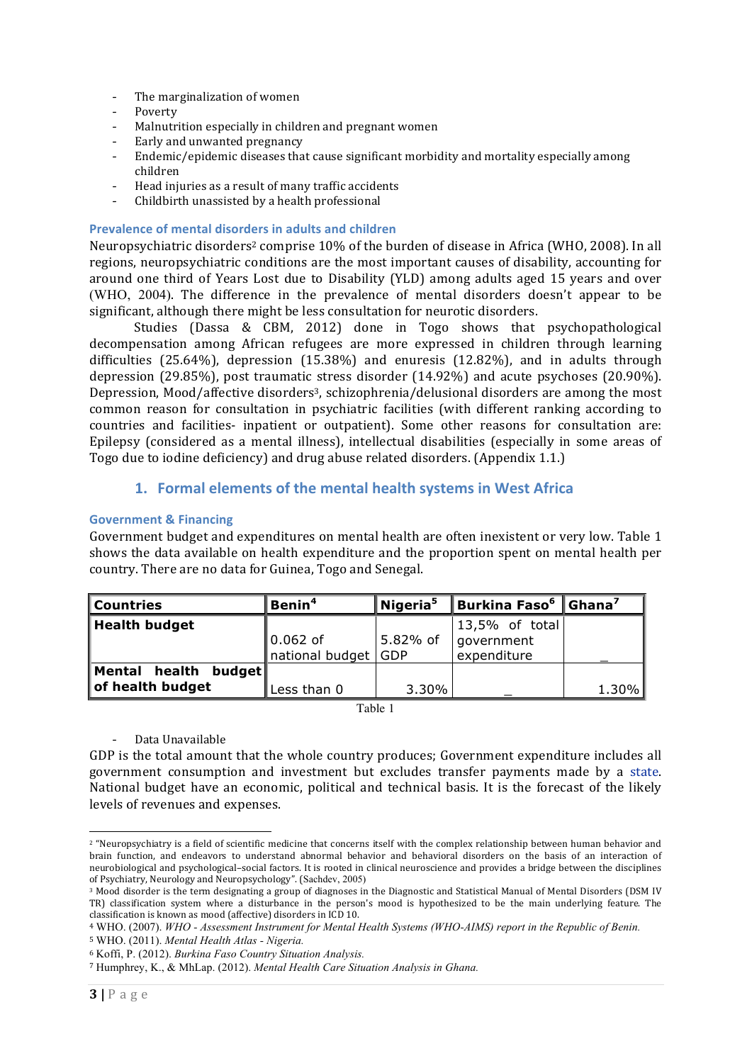- The marginalization of women
- Poverty
- Malnutrition especially in children and pregnant women
- Early and unwanted pregnancy
- Endemic/epidemic diseases that cause significant morbidity and mortality especially among children
- Head injuries as a result of many traffic accidents
- Childbirth unassisted by a health professional

### Prevalence of mental disorders in adults and children

Neuropsychiatric disorders[2] comprise 10% of the burden of disease in Africa (WHO, 2008). In all regions, neuropsychiatric conditions are the most important causes of disability, accounting for around one third of Years Lost due to Disability (YLD) among adults aged 15 years and over (WHO, 2004). The difference in the prevalence of mental disorders doesn't appear to be significant, although there might be less consultation for neurotic disorders.

Studies (Dassa & CBM, 2012) done in Togo shows that psychopathological decompensation among African refugees are more expressed in children through learning difficulties (25.64%), depression (15.38%) and enuresis (12.82%), and in adults through depression (29.85%), post traumatic stress disorder (14.92%) and acute psychoses (20.90%). Depression, Mood/affective disorders[3], schizophrenia/delusional disorders are among the most common reason for consultation in psychiatric facilities (with different ranking according to countries and facilities- inpatient or outpatient). Some other reasons for consultation are: Epilepsy (considered as a mental illness), intellectual disabilities (especially in some areas of Togo due to iodine deficiency) and drug abuse related disorders. (Appendix 1.1.)

## 1. Formal elements of the mental health systems in West Africa

### Government & Financing

Government budget and expenditures on mental health are often inexistent or very low. Table 1 shows the data available on health expenditure and the proportion spent on mental health per country. There are no data for Guinea, Togo and Senegal.

| Countries | Benin[4] | Nigeria[5] | Burkina Faso[6] | Ghana[7] |
|---|---|---|---|---|
| **Health budget** | 0.062 of national budget | 5.82% of GDP | 13,5% of total government expenditure | _ |
| **Mental health budget of health budget** | Less than 0 | 3.30% | _ | 1.30% |

Table 1

- Data Unavailable

GDP is the total amount that the whole country produces; Government expenditure includes all government consumption and investment but excludes transfer payments made by a state. National budget have an economic, political and technical basis. It is the forecast of the likely levels of revenues and expenses.

---

[2] "Neuropsychiatry is a field of scientific medicine that concerns itself with the complex relationship between human behavior and brain function, and endeavors to understand abnormal behavior and behavioral disorders on the basis of an interaction of neurobiological and psychological–social factors. It is rooted in clinical neuroscience and provides a bridge between the disciplines of Psychiatry, Neurology and Neuropsychology". (Sachdev, 2005)

[3] Mood disorder is the term designating a group of diagnoses in the Diagnostic and Statistical Manual of Mental Disorders (DSM IV TR) classification system where a disturbance in the person's mood is hypothesized to be the main underlying feature. The classification is known as mood (affective) disorders in ICD 10.

[4] WHO. (2007). *WHO - Assessment Instrument for Mental Health Systems (WHO-AIMS) report in the Republic of Benin.*

[5] WHO. (2011). *Mental Health Atlas - Nigeria.*

[6] Koffi, P. (2012). *Burkina Faso Country Situation Analysis.*

[7] Humphrey, K., & MhLap. (2012). *Mental Health Care Situation Analysis in Ghana.*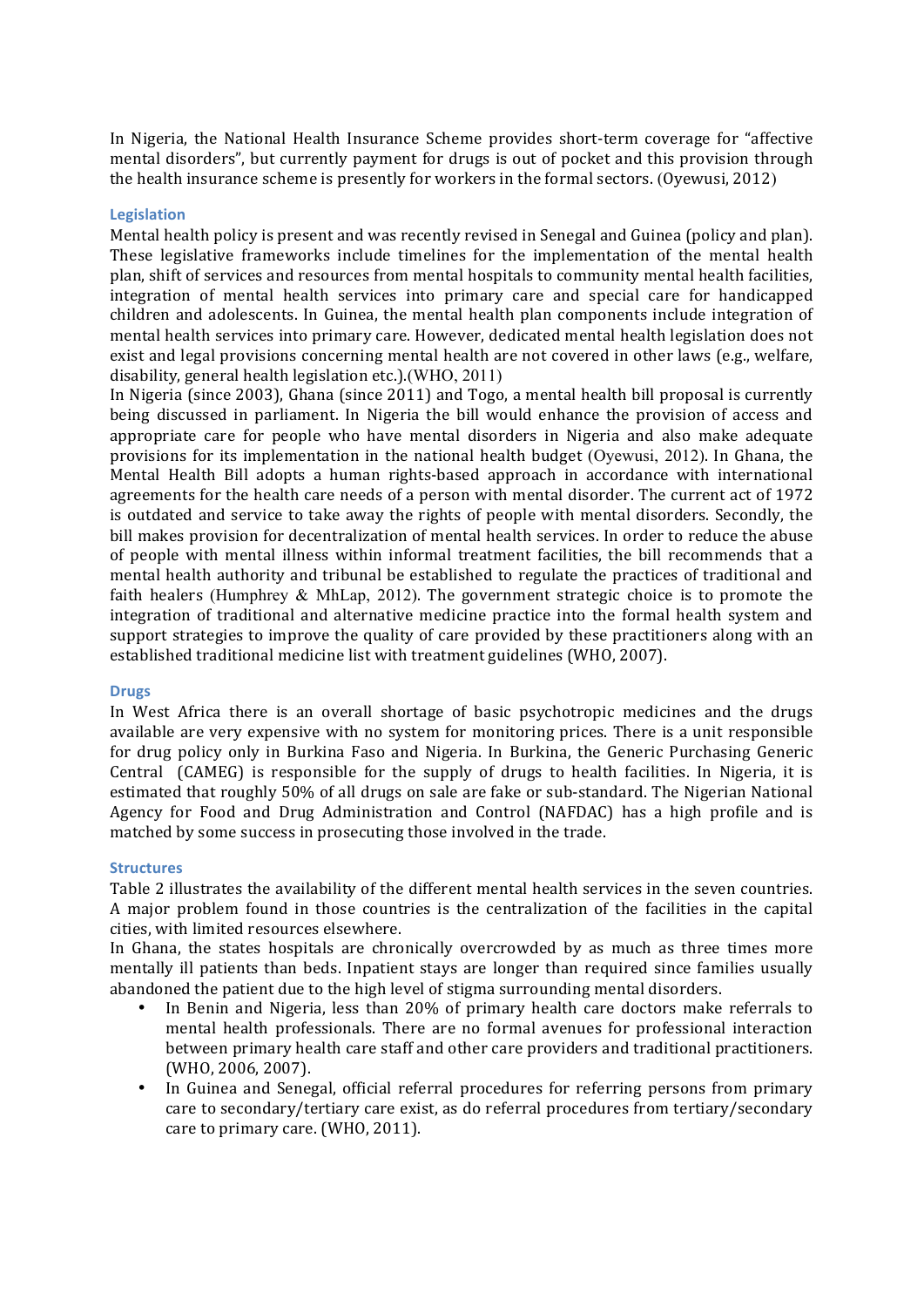In Nigeria, the National Health Insurance Scheme provides short-term coverage for "affective mental disorders", but currently payment for drugs is out of pocket and this provision through the health insurance scheme is presently for workers in the formal sectors. (Oyewusi, 2012)

### Legislation

Mental health policy is present and was recently revised in Senegal and Guinea (policy and plan). These legislative frameworks include timelines for the implementation of the mental health plan, shift of services and resources from mental hospitals to community mental health facilities, integration of mental health services into primary care and special care for handicapped children and adolescents. In Guinea, the mental health plan components include integration of mental health services into primary care. However, dedicated mental health legislation does not exist and legal provisions concerning mental health are not covered in other laws (e.g., welfare, disability, general health legislation etc.).(WHO, 2011)

In Nigeria (since 2003), Ghana (since 2011) and Togo, a mental health bill proposal is currently being discussed in parliament. In Nigeria the bill would enhance the provision of access and appropriate care for people who have mental disorders in Nigeria and also make adequate provisions for its implementation in the national health budget (Oyewusi, 2012). In Ghana, the Mental Health Bill adopts a human rights-based approach in accordance with international agreements for the health care needs of a person with mental disorder. The current act of 1972 is outdated and service to take away the rights of people with mental disorders. Secondly, the bill makes provision for decentralization of mental health services. In order to reduce the abuse of people with mental illness within informal treatment facilities, the bill recommends that a mental health authority and tribunal be established to regulate the practices of traditional and faith healers (Humphrey & MhLap, 2012). The government strategic choice is to promote the integration of traditional and alternative medicine practice into the formal health system and support strategies to improve the quality of care provided by these practitioners along with an established traditional medicine list with treatment guidelines (WHO, 2007).

### Drugs

In West Africa there is an overall shortage of basic psychotropic medicines and the drugs available are very expensive with no system for monitoring prices. There is a unit responsible for drug policy only in Burkina Faso and Nigeria. In Burkina, the Generic Purchasing Generic Central (CAMEG) is responsible for the supply of drugs to health facilities. In Nigeria, it is estimated that roughly 50% of all drugs on sale are fake or sub-standard. The Nigerian National Agency for Food and Drug Administration and Control (NAFDAC) has a high profile and is matched by some success in prosecuting those involved in the trade.

### Structures

Table 2 illustrates the availability of the different mental health services in the seven countries. A major problem found in those countries is the centralization of the facilities in the capital cities, with limited resources elsewhere.

In Ghana, the states hospitals are chronically overcrowded by as much as three times more mentally ill patients than beds. Inpatient stays are longer than required since families usually abandoned the patient due to the high level of stigma surrounding mental disorders.

- In Benin and Nigeria, less than 20% of primary health care doctors make referrals to mental health professionals. There are no formal avenues for professional interaction between primary health care staff and other care providers and traditional practitioners. (WHO, 2006, 2007).
- In Guinea and Senegal, official referral procedures for referring persons from primary care to secondary/tertiary care exist, as do referral procedures from tertiary/secondary care to primary care. (WHO, 2011).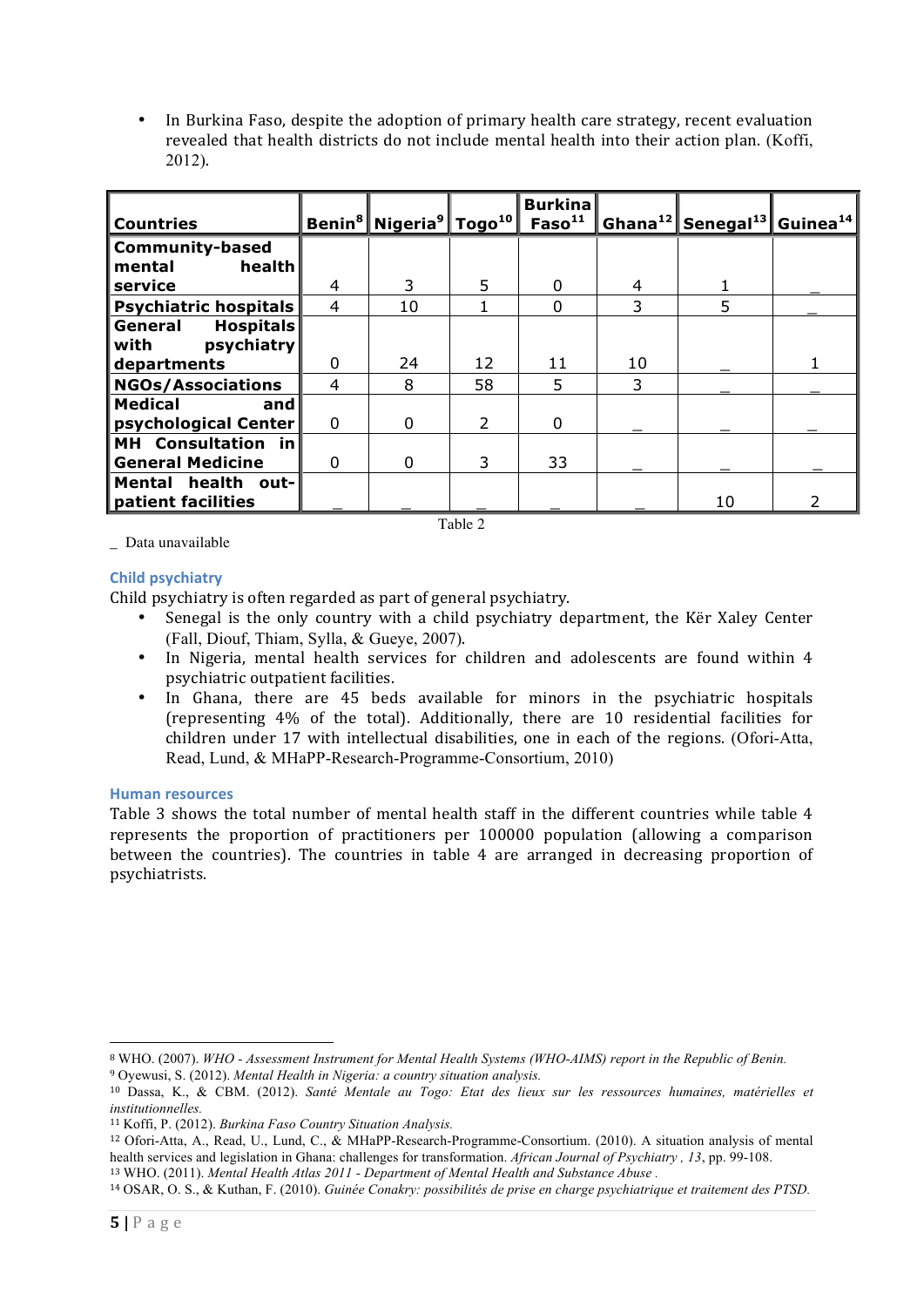- In Burkina Faso, despite the adoption of primary health care strategy, recent evaluation revealed that health districts do not include mental health into their action plan. (Koffi, 2012).

| Countries | Benin[8] | Nigeria[9] | Togo[10] | Burkina Faso[11] | Ghana[12] | Senegal[13] | Guinea[14] |
|---|---|---|---|---|---|---|---|
| Community-based mental health service | 4 | 3 | 5 | 0 | 4 | 1 | _ |
| Psychiatric hospitals | 4 | 10 | 1 | 0 | 3 | 5 | _ |
| General Hospitals with psychiatry departments | 0 | 24 | 12 | 11 | 10 | _ | 1 |
| NGOs/Associations | 4 | 8 | 58 | 5 | 3 | _ | _ |
| Medical and psychological Center | 0 | 0 | 2 | 0 | _ | _ | _ |
| MH Consultation in General Medicine | 0 | 0 | 3 | 33 | _ | _ | _ |
| Mental health out-patient facilities | _ | _ | _ | _ | _ | 10 | 2 |

Table 2

_ Data unavailable

### Child psychiatry

Child psychiatry is often regarded as part of general psychiatry.

- Senegal is the only country with a child psychiatry department, the Kër Xaley Center (Fall, Diouf, Thiam, Sylla, & Gueye, 2007).
- In Nigeria, mental health services for children and adolescents are found within 4 psychiatric outpatient facilities.
- In Ghana, there are 45 beds available for minors in the psychiatric hospitals (representing 4% of the total). Additionally, there are 10 residential facilities for children under 17 with intellectual disabilities, one in each of the regions. (Ofori-Atta, Read, Lund, & MHaPP-Research-Programme-Consortium, 2010)

### Human resources

Table 3 shows the total number of mental health staff in the different countries while table 4 represents the proportion of practitioners per 100000 population (allowing a comparison between the countries). The countries in table 4 are arranged in decreasing proportion of psychiatrists.

---

[8] WHO. (2007). *WHO - Assessment Instrument for Mental Health Systems (WHO-AIMS) report in the Republic of Benin.*

[9] Oyewusi, S. (2012). *Mental Health in Nigeria: a country situation analysis.*

[10] Dassa, K., & CBM. (2012). *Santé Mentale au Togo: Etat des lieux sur les ressources humaines, matérielles et institutionnelles.*

[11] Koffi, P. (2012). *Burkina Faso Country Situation Analysis.*

[12] Ofori-Atta, A., Read, U., Lund, C., & MHaPP-Research-Programme-Consortium. (2010). A situation analysis of mental health services and legislation in Ghana: challenges for transformation. *African Journal of Psychiatry , 13*, pp. 99-108.

[13] WHO. (2011). *Mental Health Atlas 2011 - Department of Mental Health and Substance Abuse .*

[14] OSAR, O. S., & Kuthan, F. (2010). *Guinée Conakry: possibilités de prise en charge psychiatrique et traitement des PTSD.*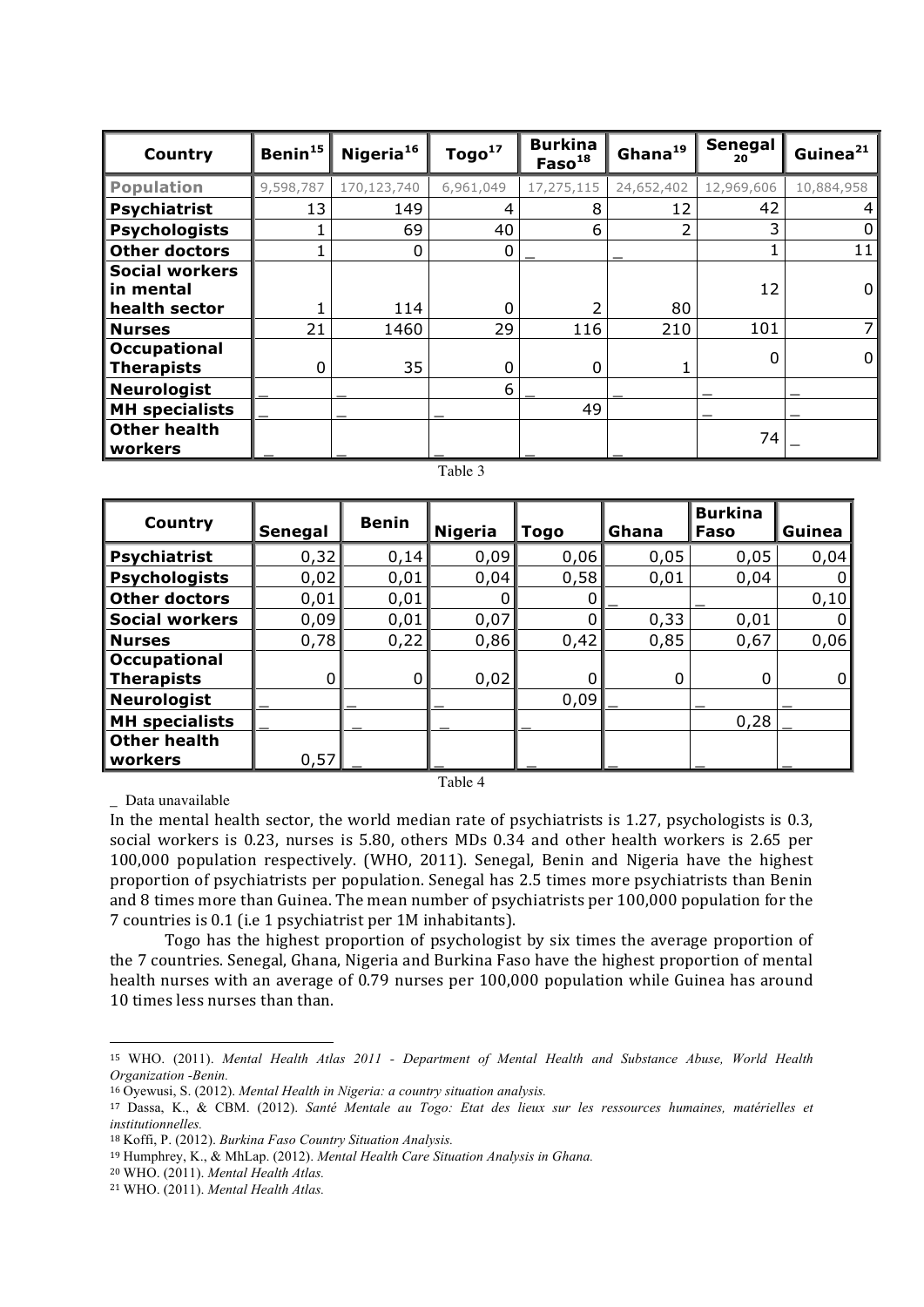| Country | Benin[15] | Nigeria[16] | Togo[17] | Burkina Faso[18] | Ghana[19] | Senegal[20] | Guinea[21] |
|---|---|---|---|---|---|---|---|
| **Population** | 9,598,787 | 170,123,740 | 6,961,049 | 17,275,115 | 24,652,402 | 12,969,606 | 10,884,958 |
| **Psychiatrist** | 13 | 149 | 4 | 8 | 12 | 42 | 4 |
| **Psychologists** | 1 | 69 | 40 | 6 | 2 | 3 | 0 |
| **Other doctors** | 1 | 0 | 0 | _ | _ | 1 | 11 |
| **Social workers in mental health sector** | 1 | 114 | 0 | 2 | 80 | 12 | 0 |
| **Nurses** | 21 | 1460 | 29 | 116 | 210 | 101 | 7 |
| **Occupational Therapists** | 0 | 35 | 0 | 0 | 1 | 0 | 0 |
| **Neurologist** | _ | _ | 6 | _ | _ | _ | _ |
| **MH specialists** | _ | _ | _ | 49 | | _ | _ |
| **Other health workers** | _ | _ | _ | _ | _ | 74 | _ |

Table 3

| Country | Senegal | Benin | Nigeria | Togo | Ghana | Burkina Faso | Guinea |
|---|---|---|---|---|---|---|---|
| **Psychiatrist** | 0,32 | 0,14 | 0,09 | 0,06 | 0,05 | 0,05 | 0,04 |
| **Psychologists** | 0,02 | 0,01 | 0,04 | 0,58 | 0,01 | 0,04 | 0 |
| **Other doctors** | 0,01 | 0,01 | 0 | 0 | _ | _ | 0,10 |
| **Social workers** | 0,09 | 0,01 | 0,07 | 0 | 0,33 | 0,01 | 0 |
| **Nurses** | 0,78 | 0,22 | 0,86 | 0,42 | 0,85 | 0,67 | 0,06 |
| **Occupational Therapists** | 0 | 0 | 0,02 | 0 | 0 | 0 | 0 |
| **Neurologist** | _ | _ | _ | 0,09 | _ | _ | _ |
| **MH specialists** | _ | _ | _ | _ | | 0,28 | _ |
| **Other health workers** | 0,57 | _ | _ | _ | _ | _ | _ |

Table 4

_ Data unavailable

In the mental health sector, the world median rate of psychiatrists is 1.27, psychologists is 0.3, social workers is 0.23, nurses is 5.80, others MDs 0.34 and other health workers is 2.65 per 100,000 population respectively. (WHO, 2011). Senegal, Benin and Nigeria have the highest proportion of psychiatrists per population. Senegal has 2.5 times more psychiatrists than Benin and 8 times more than Guinea. The mean number of psychiatrists per 100,000 population for the 7 countries is 0.1 (i.e 1 psychiatrist per 1M inhabitants).

Togo has the highest proportion of psychologist by six times the average proportion of the 7 countries. Senegal, Ghana, Nigeria and Burkina Faso have the highest proportion of mental health nurses with an average of 0.79 nurses per 100,000 population while Guinea has around 10 times less nurses than than.

[15] WHO. (2011). *Mental Health Atlas 2011 - Department of Mental Health and Substance Abuse, World Health Organization -Benin.*

[16] Oyewusi, S. (2012). *Mental Health in Nigeria: a country situation analysis.*

[17] Dassa, K., & CBM. (2012). *Santé Mentale au Togo: Etat des lieux sur les ressources humaines, matérielles et institutionnelles.*

[18] Koffi, P. (2012). *Burkina Faso Country Situation Analysis.*

[19] Humphrey, K., & MhLap. (2012). *Mental Health Care Situation Analysis in Ghana.*

[20] WHO. (2011). *Mental Health Atlas.*

[21] WHO. (2011). *Mental Health Atlas.*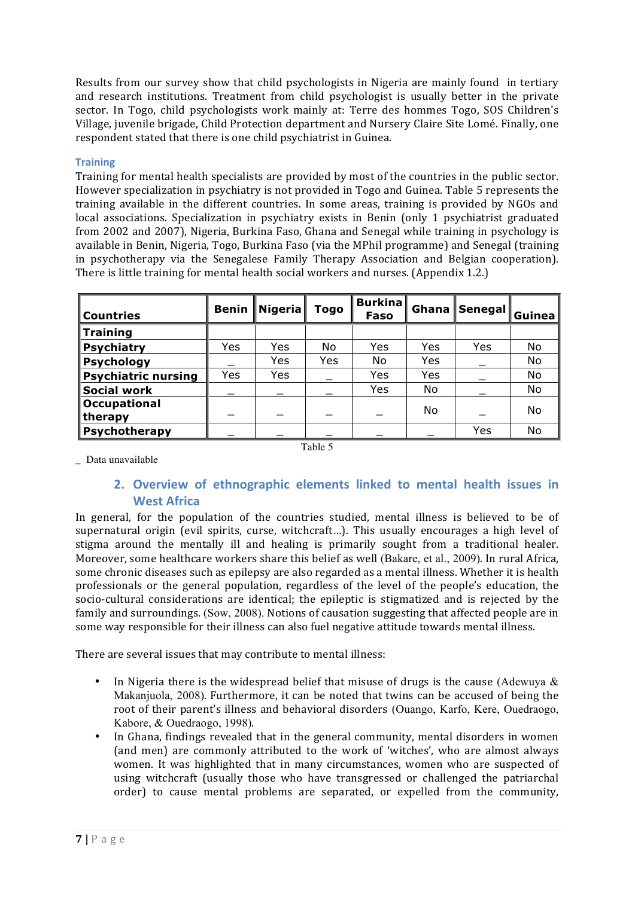Results from our survey show that child psychologists in Nigeria are mainly found in tertiary and research institutions. Treatment from child psychologist is usually better in the private sector. In Togo, child psychologists work mainly at: Terre des hommes Togo, SOS Children's Village, juvenile brigade, Child Protection department and Nursery Claire Site Lomé. Finally, one respondent stated that there is one child psychiatrist in Guinea.

### Training

Training for mental health specialists are provided by most of the countries in the public sector. However specialization in psychiatry is not provided in Togo and Guinea. Table 5 represents the training available in the different countries. In some areas, training is provided by NGOs and local associations. Specialization in psychiatry exists in Benin (only 1 psychiatrist graduated from 2002 and 2007), Nigeria, Burkina Faso, Ghana and Senegal while training in psychology is available in Benin, Nigeria, Togo, Burkina Faso (via the MPhil programme) and Senegal (training in psychotherapy via the Senegalese Family Therapy Association and Belgian cooperation). There is little training for mental health social workers and nurses. (Appendix 1.2.)

| Countries | Benin | Nigeria | Togo | Burkina Faso | Ghana | Senegal | Guinea |
|---|---|---|---|---|---|---|---|
| **Training** | | | | | | | |
| **Psychiatry** | Yes | Yes | No | Yes | Yes | Yes | No |
| **Psychology** | _ | Yes | Yes | No | Yes | _ | No |
| **Psychiatric nursing** | Yes | Yes | _ | Yes | Yes | _ | No |
| **Social work** | _ | _ | _ | Yes | No | _ | No |
| **Occupational therapy** | _ | _ | _ | _ | No | _ | No |
| **Psychotherapy** | _ | _ | _ | _ | _ | Yes | No |

Table 5

_ Data unavailable

## 2. Overview of ethnographic elements linked to mental health issues in West Africa

In general, for the population of the countries studied, mental illness is believed to be of supernatural origin (evil spirits, curse, witchcraft…). This usually encourages a high level of stigma around the mentally ill and healing is primarily sought from a traditional healer. Moreover, some healthcare workers share this belief as well (Bakare, et al., 2009). In rural Africa, some chronic diseases such as epilepsy are also regarded as a mental illness. Whether it is health professionals or the general population, regardless of the level of the people's education, the socio-cultural considerations are identical; the epileptic is stigmatized and is rejected by the family and surroundings. (Sow, 2008). Notions of causation suggesting that affected people are in some way responsible for their illness can also fuel negative attitude towards mental illness.

There are several issues that may contribute to mental illness:

- In Nigeria there is the widespread belief that misuse of drugs is the cause (Adewuya & Makanjuola, 2008). Furthermore, it can be noted that twins can be accused of being the root of their parent's illness and behavioral disorders (Ouango, Karfo, Kere, Ouedraogo, Kabore, & Ouedraogo, 1998).
- In Ghana, findings revealed that in the general community, mental disorders in women (and men) are commonly attributed to the work of 'witches', who are almost always women. It was highlighted that in many circumstances, women who are suspected of using witchcraft (usually those who have transgressed or challenged the patriarchal order) to cause mental problems are separated, or expelled from the community,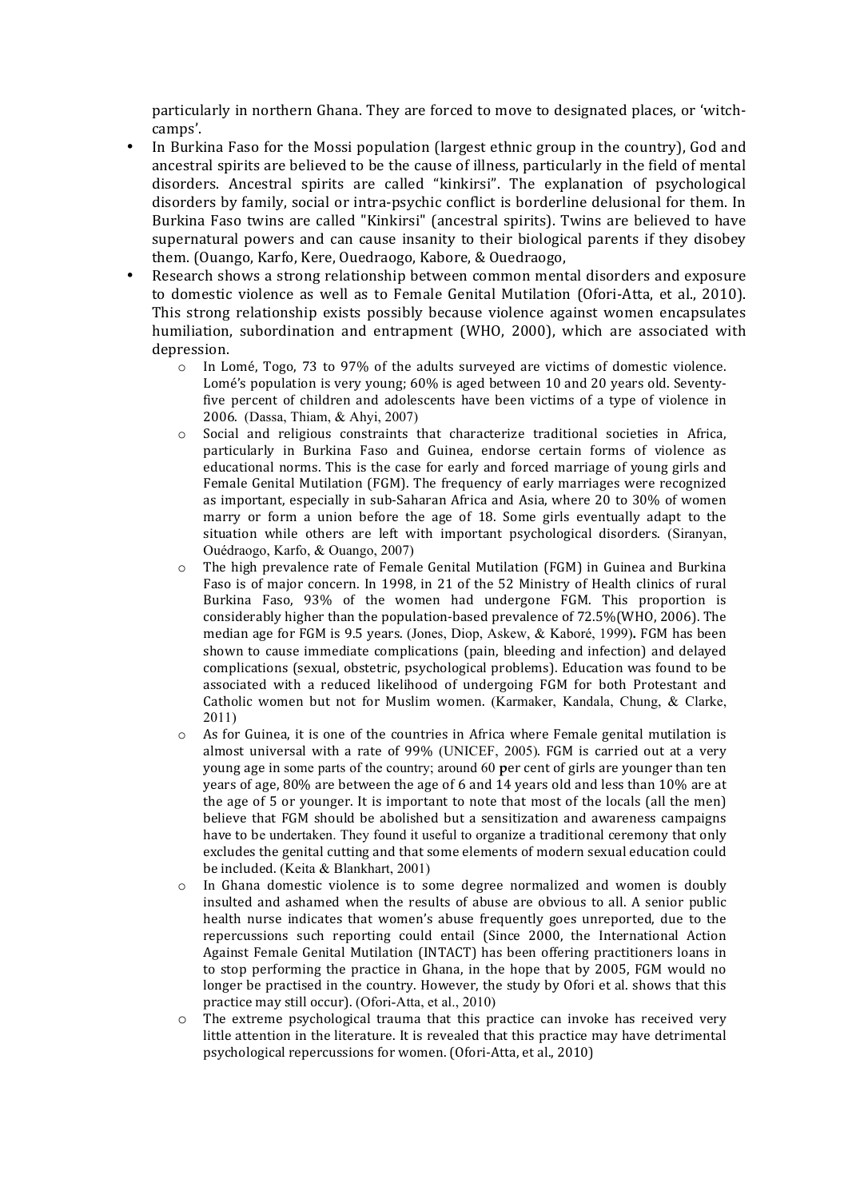particularly in northern Ghana. They are forced to move to designated places, or 'witch-camps'.

- In Burkina Faso for the Mossi population (largest ethnic group in the country), God and ancestral spirits are believed to be the cause of illness, particularly in the field of mental disorders. Ancestral spirits are called "kinkirsi". The explanation of psychological disorders by family, social or intra-psychic conflict is borderline delusional for them. In Burkina Faso twins are called "Kinkirsi" (ancestral spirits). Twins are believed to have supernatural powers and can cause insanity to their biological parents if they disobey them. (Ouango, Karfo, Kere, Ouedraogo, Kabore, & Ouedraogo,
- Research shows a strong relationship between common mental disorders and exposure to domestic violence as well as to Female Genital Mutilation (Ofori-Atta, et al., 2010). This strong relationship exists possibly because violence against women encapsulates humiliation, subordination and entrapment (WHO, 2000), which are associated with depression.
    - In Lomé, Togo, 73 to 97% of the adults surveyed are victims of domestic violence. Lomé's population is very young; 60% is aged between 10 and 20 years old. Seventy-five percent of children and adolescents have been victims of a type of violence in 2006. (Dassa, Thiam, & Ahyi, 2007)
    - Social and religious constraints that characterize traditional societies in Africa, particularly in Burkina Faso and Guinea, endorse certain forms of violence as educational norms. This is the case for early and forced marriage of young girls and Female Genital Mutilation (FGM). The frequency of early marriages were recognized as important, especially in sub-Saharan Africa and Asia, where 20 to 30% of women marry or form a union before the age of 18. Some girls eventually adapt to the situation while others are left with important psychological disorders. (Siranyan, Ouédraogo, Karfo, & Ouango, 2007)
    - The high prevalence rate of Female Genital Mutilation (FGM) in Guinea and Burkina Faso is of major concern. In 1998, in 21 of the 52 Ministry of Health clinics of rural Burkina Faso, 93% of the women had undergone FGM. This proportion is considerably higher than the population-based prevalence of 72.5%(WHO, 2006). The median age for FGM is 9.5 years. (Jones, Diop, Askew, & Kaboré, 1999). FGM has been shown to cause immediate complications (pain, bleeding and infection) and delayed complications (sexual, obstetric, psychological problems). Education was found to be associated with a reduced likelihood of undergoing FGM for both Protestant and Catholic women but not for Muslim women. (Karmaker, Kandala, Chung, & Clarke, 2011)
    - As for Guinea, it is one of the countries in Africa where Female genital mutilation is almost universal with a rate of 99% (UNICEF, 2005). FGM is carried out at a very young age in some parts of the country; around 60 per cent of girls are younger than ten years of age, 80% are between the age of 6 and 14 years old and less than 10% are at the age of 5 or younger. It is important to note that most of the locals (all the men) believe that FGM should be abolished but a sensitization and awareness campaigns have to be undertaken. They found it useful to organize a traditional ceremony that only excludes the genital cutting and that some elements of modern sexual education could be included. (Keita & Blankhart, 2001)
    - In Ghana domestic violence is to some degree normalized and women is doubly insulted and ashamed when the results of abuse are obvious to all. A senior public health nurse indicates that women's abuse frequently goes unreported, due to the repercussions such reporting could entail (Since 2000, the International Action Against Female Genital Mutilation (INTACT) has been offering practitioners loans in to stop performing the practice in Ghana, in the hope that by 2005, FGM would no longer be practised in the country. However, the study by Ofori et al. shows that this practice may still occur). (Ofori-Atta, et al., 2010)
    - The extreme psychological trauma that this practice can invoke has received very little attention in the literature. It is revealed that this practice may have detrimental psychological repercussions for women. (Ofori-Atta, et al., 2010)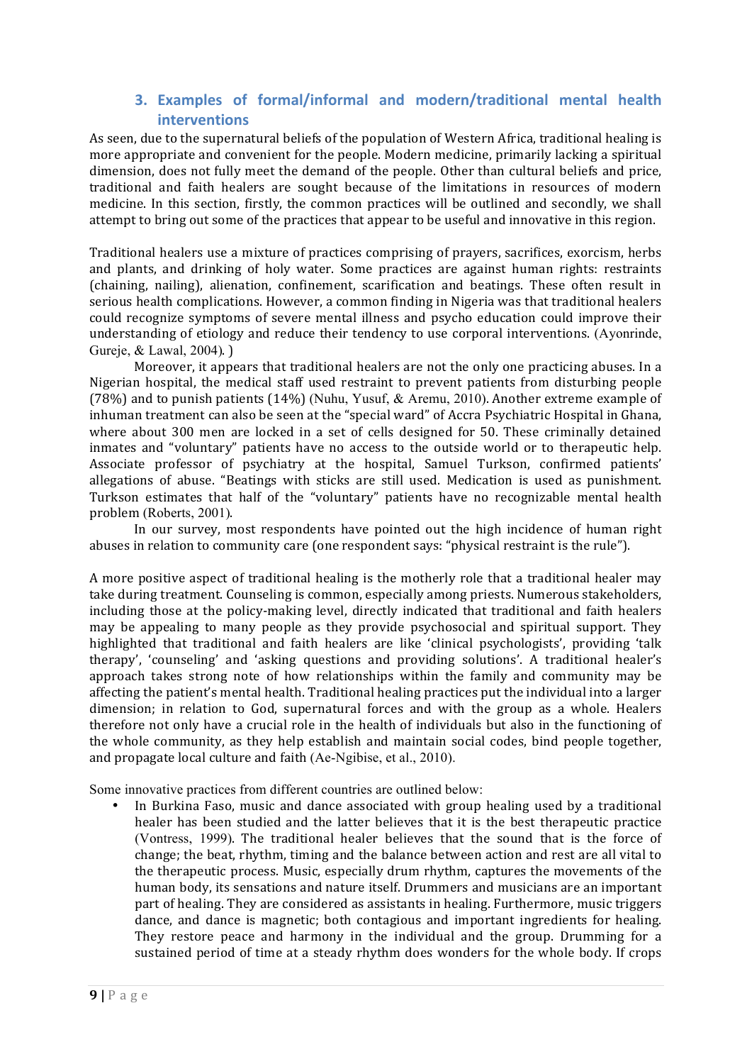## 3. Examples of formal/informal and modern/traditional mental health interventions

As seen, due to the supernatural beliefs of the population of Western Africa, traditional healing is more appropriate and convenient for the people. Modern medicine, primarily lacking a spiritual dimension, does not fully meet the demand of the people. Other than cultural beliefs and price, traditional and faith healers are sought because of the limitations in resources of modern medicine. In this section, firstly, the common practices will be outlined and secondly, we shall attempt to bring out some of the practices that appear to be useful and innovative in this region.

Traditional healers use a mixture of practices comprising of prayers, sacrifices, exorcism, herbs and plants, and drinking of holy water. Some practices are against human rights: restraints (chaining, nailing), alienation, confinement, scarification and beatings. These often result in serious health complications. However, a common finding in Nigeria was that traditional healers could recognize symptoms of severe mental illness and psycho education could improve their understanding of etiology and reduce their tendency to use corporal interventions. (Ayonrinde, Gureje, & Lawal, 2004). )

Moreover, it appears that traditional healers are not the only one practicing abuses. In a Nigerian hospital, the medical staff used restraint to prevent patients from disturbing people (78%) and to punish patients (14%) (Nuhu, Yusuf, & Aremu, 2010). Another extreme example of inhuman treatment can also be seen at the "special ward" of Accra Psychiatric Hospital in Ghana, where about 300 men are locked in a set of cells designed for 50. These criminally detained inmates and "voluntary" patients have no access to the outside world or to therapeutic help. Associate professor of psychiatry at the hospital, Samuel Turkson, confirmed patients' allegations of abuse. "Beatings with sticks are still used. Medication is used as punishment. Turkson estimates that half of the "voluntary" patients have no recognizable mental health problem (Roberts, 2001).

In our survey, most respondents have pointed out the high incidence of human right abuses in relation to community care (one respondent says: "physical restraint is the rule").

A more positive aspect of traditional healing is the motherly role that a traditional healer may take during treatment. Counseling is common, especially among priests. Numerous stakeholders, including those at the policy-making level, directly indicated that traditional and faith healers may be appealing to many people as they provide psychosocial and spiritual support. They highlighted that traditional and faith healers are like 'clinical psychologists', providing 'talk therapy', 'counseling' and 'asking questions and providing solutions'. A traditional healer's approach takes strong note of how relationships within the family and community may be affecting the patient's mental health. Traditional healing practices put the individual into a larger dimension; in relation to God, supernatural forces and with the group as a whole. Healers therefore not only have a crucial role in the health of individuals but also in the functioning of the whole community, as they help establish and maintain social codes, bind people together, and propagate local culture and faith (Ae-Ngibise, et al., 2010).

Some innovative practices from different countries are outlined below:

- In Burkina Faso, music and dance associated with group healing used by a traditional healer has been studied and the latter believes that it is the best therapeutic practice (Vontress, 1999). The traditional healer believes that the sound that is the force of change; the beat, rhythm, timing and the balance between action and rest are all vital to the therapeutic process. Music, especially drum rhythm, captures the movements of the human body, its sensations and nature itself. Drummers and musicians are an important part of healing. They are considered as assistants in healing. Furthermore, music triggers dance, and dance is magnetic; both contagious and important ingredients for healing. They restore peace and harmony in the individual and the group. Drumming for a sustained period of time at a steady rhythm does wonders for the whole body. If crops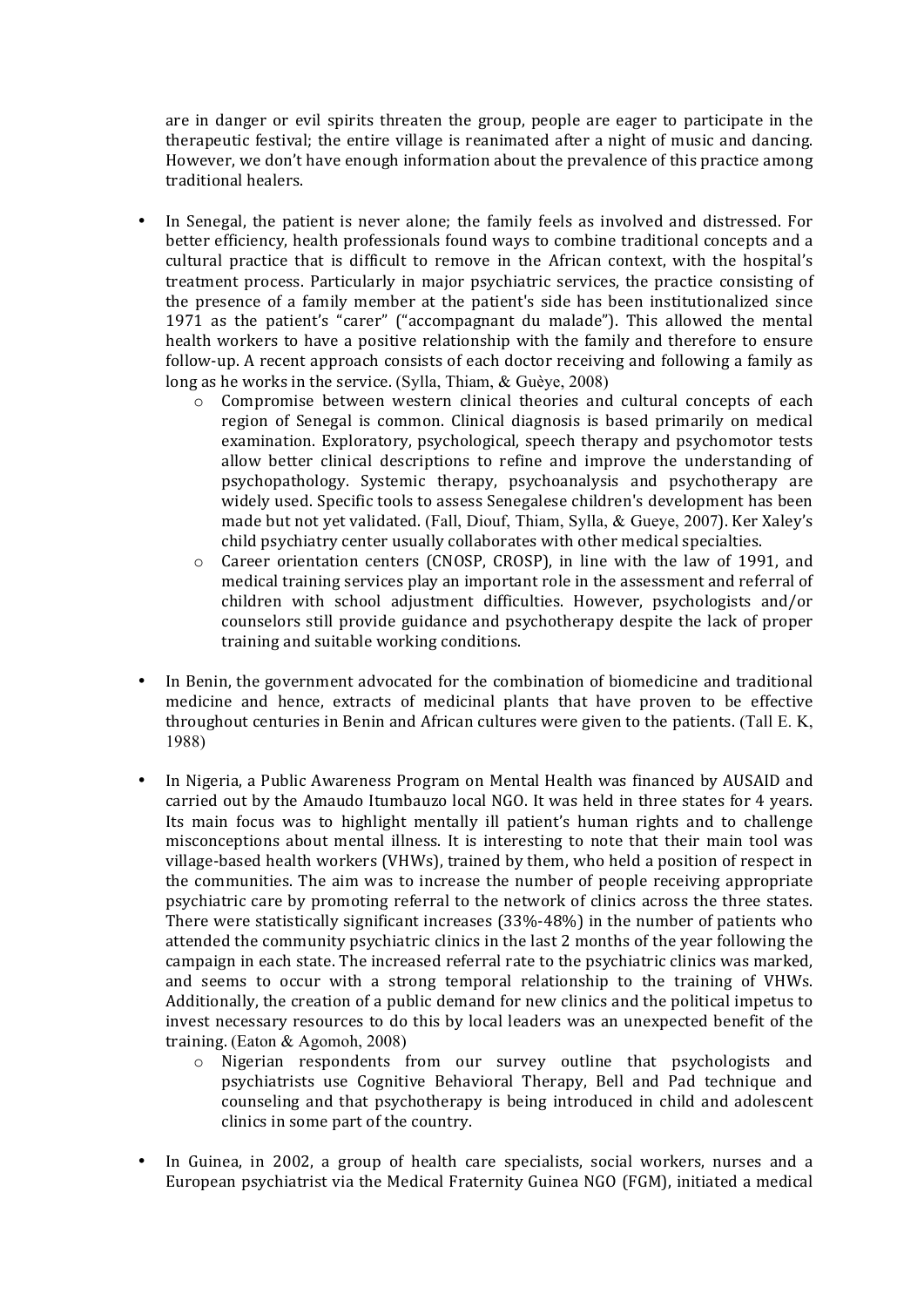are in danger or evil spirits threaten the group, people are eager to participate in the therapeutic festival; the entire village is reanimated after a night of music and dancing. However, we don't have enough information about the prevalence of this practice among traditional healers.

- In Senegal, the patient is never alone; the family feels as involved and distressed. For better efficiency, health professionals found ways to combine traditional concepts and a cultural practice that is difficult to remove in the African context, with the hospital's treatment process. Particularly in major psychiatric services, the practice consisting of the presence of a family member at the patient's side has been institutionalized since 1971 as the patient's "carer" ("accompagnant du malade"). This allowed the mental health workers to have a positive relationship with the family and therefore to ensure follow-up. A recent approach consists of each doctor receiving and following a family as long as he works in the service. (Sylla, Thiam, & Guèye, 2008)
    - Compromise between western clinical theories and cultural concepts of each region of Senegal is common. Clinical diagnosis is based primarily on medical examination. Exploratory, psychological, speech therapy and psychomotor tests allow better clinical descriptions to refine and improve the understanding of psychopathology. Systemic therapy, psychoanalysis and psychotherapy are widely used. Specific tools to assess Senegalese children's development has been made but not yet validated. (Fall, Diouf, Thiam, Sylla, & Gueye, 2007). Ker Xaley's child psychiatry center usually collaborates with other medical specialties.
    - Career orientation centers (CNOSP, CROSP), in line with the law of 1991, and medical training services play an important role in the assessment and referral of children with school adjustment difficulties. However, psychologists and/or counselors still provide guidance and psychotherapy despite the lack of proper training and suitable working conditions.

- In Benin, the government advocated for the combination of biomedicine and traditional medicine and hence, extracts of medicinal plants that have proven to be effective throughout centuries in Benin and African cultures were given to the patients. (Tall E. K, 1988)

- In Nigeria, a Public Awareness Program on Mental Health was financed by AUSAID and carried out by the Amaudo Itumbauzo local NGO. It was held in three states for 4 years. Its main focus was to highlight mentally ill patient's human rights and to challenge misconceptions about mental illness. It is interesting to note that their main tool was village-based health workers (VHWs), trained by them, who held a position of respect in the communities. The aim was to increase the number of people receiving appropriate psychiatric care by promoting referral to the network of clinics across the three states. There were statistically significant increases (33%-48%) in the number of patients who attended the community psychiatric clinics in the last 2 months of the year following the campaign in each state. The increased referral rate to the psychiatric clinics was marked, and seems to occur with a strong temporal relationship to the training of VHWs. Additionally, the creation of a public demand for new clinics and the political impetus to invest necessary resources to do this by local leaders was an unexpected benefit of the training. (Eaton & Agomoh, 2008)
    - Nigerian respondents from our survey outline that psychologists and psychiatrists use Cognitive Behavioral Therapy, Bell and Pad technique and counseling and that psychotherapy is being introduced in child and adolescent clinics in some part of the country.

- In Guinea, in 2002, a group of health care specialists, social workers, nurses and a European psychiatrist via the Medical Fraternity Guinea NGO (FGM), initiated a medical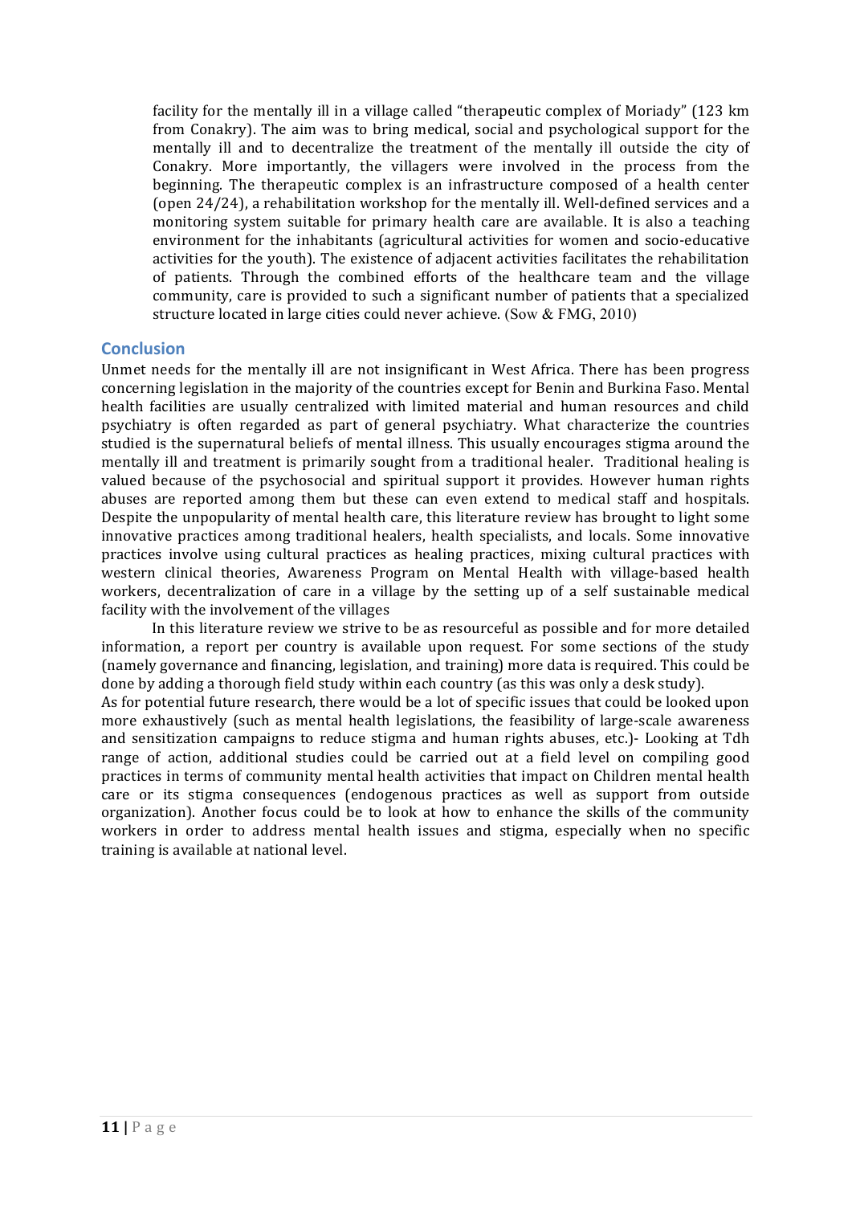facility for the mentally ill in a village called "therapeutic complex of Moriady" (123 km from Conakry). The aim was to bring medical, social and psychological support for the mentally ill and to decentralize the treatment of the mentally ill outside the city of Conakry. More importantly, the villagers were involved in the process from the beginning. The therapeutic complex is an infrastructure composed of a health center (open 24/24), a rehabilitation workshop for the mentally ill. Well-defined services and a monitoring system suitable for primary health care are available. It is also a teaching environment for the inhabitants (agricultural activities for women and socio-educative activities for the youth). The existence of adjacent activities facilitates the rehabilitation of patients. Through the combined efforts of the healthcare team and the village community, care is provided to such a significant number of patients that a specialized structure located in large cities could never achieve. (Sow & FMG, 2010)

## Conclusion

Unmet needs for the mentally ill are not insignificant in West Africa. There has been progress concerning legislation in the majority of the countries except for Benin and Burkina Faso. Mental health facilities are usually centralized with limited material and human resources and child psychiatry is often regarded as part of general psychiatry. What characterize the countries studied is the supernatural beliefs of mental illness. This usually encourages stigma around the mentally ill and treatment is primarily sought from a traditional healer. Traditional healing is valued because of the psychosocial and spiritual support it provides. However human rights abuses are reported among them but these can even extend to medical staff and hospitals. Despite the unpopularity of mental health care, this literature review has brought to light some innovative practices among traditional healers, health specialists, and locals. Some innovative practices involve using cultural practices as healing practices, mixing cultural practices with western clinical theories, Awareness Program on Mental Health with village-based health workers, decentralization of care in a village by the setting up of a self sustainable medical facility with the involvement of the villages

In this literature review we strive to be as resourceful as possible and for more detailed information, a report per country is available upon request. For some sections of the study (namely governance and financing, legislation, and training) more data is required. This could be done by adding a thorough field study within each country (as this was only a desk study).

As for potential future research, there would be a lot of specific issues that could be looked upon more exhaustively (such as mental health legislations, the feasibility of large-scale awareness and sensitization campaigns to reduce stigma and human rights abuses, etc.)- Looking at Tdh range of action, additional studies could be carried out at a field level on compiling good practices in terms of community mental health activities that impact on Children mental health care or its stigma consequences (endogenous practices as well as support from outside organization). Another focus could be to look at how to enhance the skills of the community workers in order to address mental health issues and stigma, especially when no specific training is available at national level.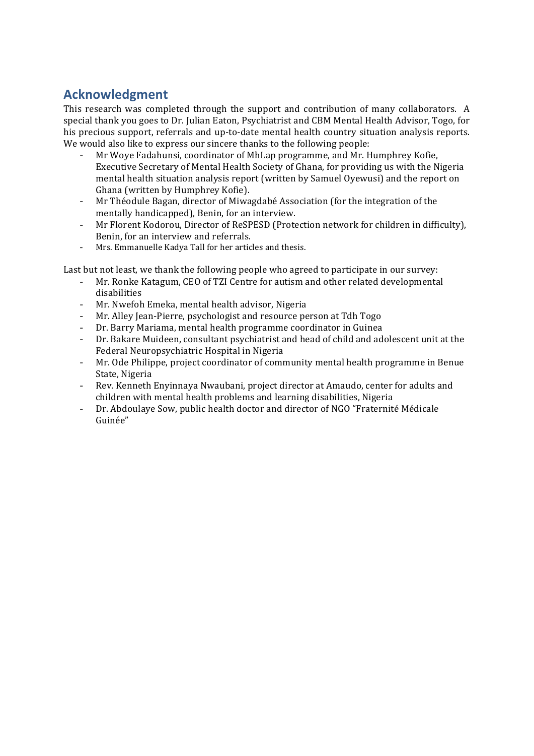## Acknowledgment

This research was completed through the support and contribution of many collaborators. A special thank you goes to Dr. Julian Eaton, Psychiatrist and CBM Mental Health Advisor, Togo, for his precious support, referrals and up-to-date mental health country situation analysis reports. We would also like to express our sincere thanks to the following people:

- Mr Woye Fadahunsi, coordinator of MhLap programme, and Mr. Humphrey Kofie, Executive Secretary of Mental Health Society of Ghana, for providing us with the Nigeria mental health situation analysis report (written by Samuel Oyewusi) and the report on Ghana (written by Humphrey Kofie).
- Mr Théodule Bagan, director of Miwagdabé Association (for the integration of the mentally handicapped), Benin, for an interview.
- Mr Florent Kodorou, Director of ReSPESD (Protection network for children in difficulty), Benin, for an interview and referrals.
- Mrs. Emmanuelle Kadya Tall for her articles and thesis.

Last but not least, we thank the following people who agreed to participate in our survey:

- Mr. Ronke Katagum, CEO of TZI Centre for autism and other related developmental disabilities
- Mr. Nwefoh Emeka, mental health advisor, Nigeria
- Mr. Alley Jean-Pierre, psychologist and resource person at Tdh Togo
- Dr. Barry Mariama, mental health programme coordinator in Guinea
- Dr. Bakare Muideen, consultant psychiatrist and head of child and adolescent unit at the Federal Neuropsychiatric Hospital in Nigeria
- Mr. Ode Philippe, project coordinator of community mental health programme in Benue State, Nigeria
- Rev. Kenneth Enyinnaya Nwaubani, project director at Amaudo, center for adults and children with mental health problems and learning disabilities, Nigeria
- Dr. Abdoulaye Sow, public health doctor and director of NGO "Fraternité Médicale Guinée"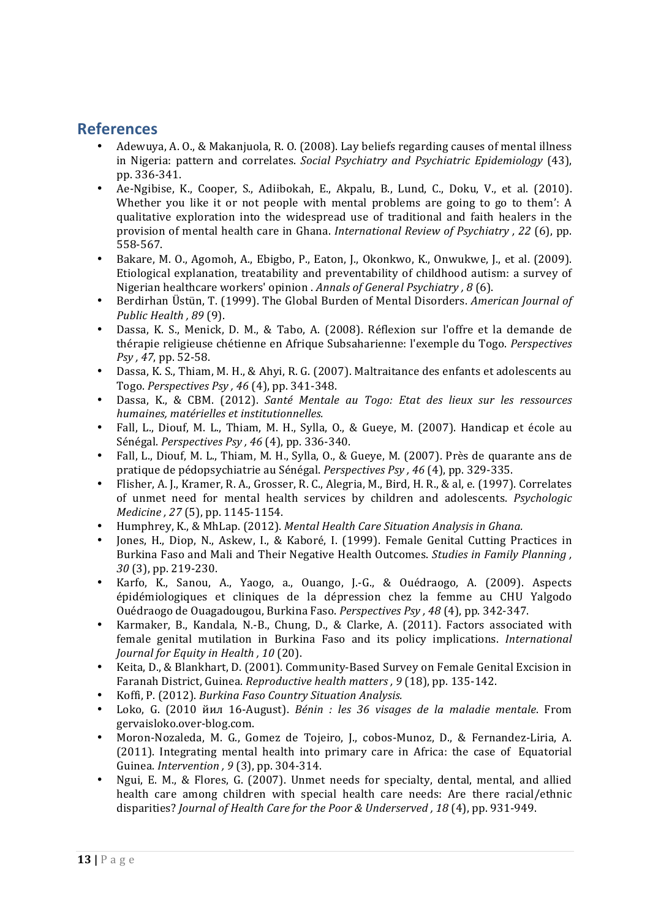## References

- Adewuya, A. O., & Makanjuola, R. O. (2008). Lay beliefs regarding causes of mental illness in Nigeria: pattern and correlates. *Social Psychiatry and Psychiatric Epidemiology* (43), pp. 336-341.
- Ae-Ngibise, K., Cooper, S., Adiibokah, E., Akpalu, B., Lund, C., Doku, V., et al. (2010). Whether you like it or not people with mental problems are going to go to them': A qualitative exploration into the widespread use of traditional and faith healers in the provision of mental health care in Ghana. *International Review of Psychiatry , 22* (6), pp. 558-567.
- Bakare, M. O., Agomoh, A., Ebigbo, P., Eaton, J., Okonkwo, K., Onwukwe, J., et al. (2009). Etiological explanation, treatability and preventability of childhood autism: a survey of Nigerian healthcare workers' opinion . *Annals of General Psychiatry , 8* (6).
- Berdirhan Üstün, T. (1999). The Global Burden of Mental Disorders. *American Journal of Public Health , 89* (9).
- Dassa, K. S., Menick, D. M., & Tabo, A. (2008). Réflexion sur l'offre et la demande de thérapie religieuse chétienne en Afrique Subsaharienne: l'exemple du Togo. *Perspectives Psy , 47*, pp. 52-58.
- Dassa, K. S., Thiam, M. H., & Ahyi, R. G. (2007). Maltraitance des enfants et adolescents au Togo. *Perspectives Psy , 46* (4), pp. 341-348.
- Dassa, K., & CBM. (2012). *Santé Mentale au Togo: Etat des lieux sur les ressources humaines, matérielles et institutionnelles.*
- Fall, L., Diouf, M. L., Thiam, M. H., Sylla, O., & Gueye, M. (2007). Handicap et école au Sénégal. *Perspectives Psy , 46* (4), pp. 336-340.
- Fall, L., Diouf, M. L., Thiam, M. H., Sylla, O., & Gueye, M. (2007). Près de quarante ans de pratique de pédopsychiatrie au Sénégal. *Perspectives Psy , 46* (4), pp. 329-335.
- Flisher, A. J., Kramer, R. A., Grosser, R. C., Alegria, M., Bird, H. R., & al, e. (1997). Correlates of unmet need for mental health services by children and adolescents. *Psychologic Medicine , 27* (5), pp. 1145-1154.
- Humphrey, K., & MhLap. (2012). *Mental Health Care Situation Analysis in Ghana.*
- Jones, H., Diop, N., Askew, I., & Kaboré, I. (1999). Female Genital Cutting Practices in Burkina Faso and Mali and Their Negative Health Outcomes. *Studies in Family Planning , 30* (3), pp. 219-230.
- Karfo, K., Sanou, A., Yaogo, a., Ouango, J.-G., & Ouédraogo, A. (2009). Aspects épidémiologiques et cliniques de la dépression chez la femme au CHU Yalgodo Ouédraogo de Ouagadougou, Burkina Faso. *Perspectives Psy , 48* (4), pp. 342-347.
- Karmaker, B., Kandala, N.-B., Chung, D., & Clarke, A. (2011). Factors associated with female genital mutilation in Burkina Faso and its policy implications. *International Journal for Equity in Health , 10* (20).
- Keita, D., & Blankhart, D. (2001). Community-Based Survey on Female Genital Excision in Faranah District, Guinea. *Reproductive health matters , 9* (18), pp. 135-142.
- Koffi, P. (2012). *Burkina Faso Country Situation Analysis.*
- Loko, G. (2010 йил 16-August). *Bénin : les 36 visages de la maladie mentale*. From gervaisloko.over-blog.com.
- Moron-Nozaleda, M. G., Gomez de Tojeiro, J., cobos-Munoz, D., & Fernandez-Liria, A. (2011). Integrating mental health into primary care in Africa: the case of Equatorial Guinea. *Intervention , 9* (3), pp. 304-314.
- Ngui, E. M., & Flores, G. (2007). Unmet needs for specialty, dental, mental, and allied health care among children with special health care needs: Are there racial/ethnic disparities? *Journal of Health Care for the Poor & Underserved , 18* (4), pp. 931-949.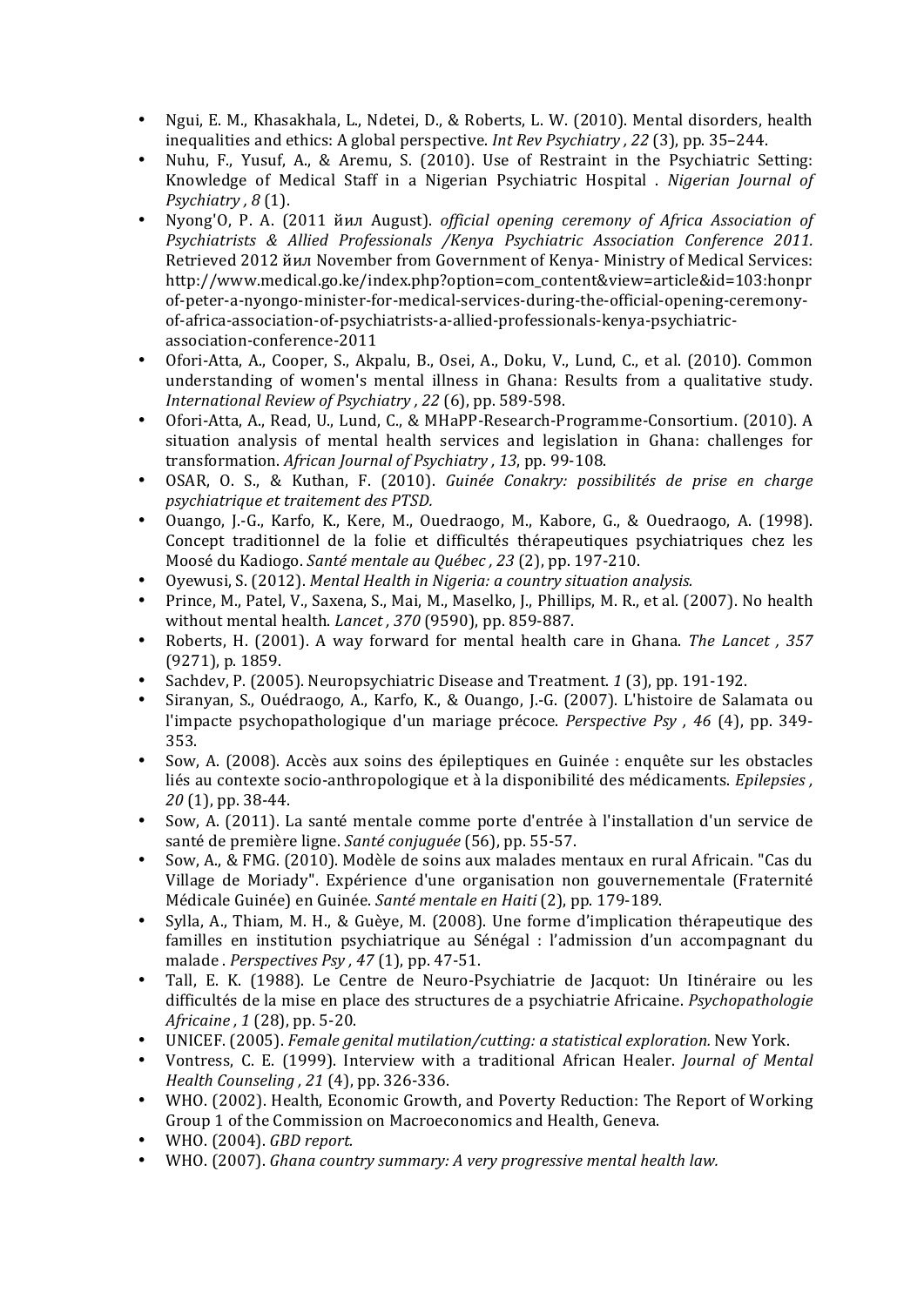- Ngui, E. M., Khasakhala, L., Ndetei, D., & Roberts, L. W. (2010). Mental disorders, health inequalities and ethics: A global perspective. *Int Rev Psychiatry , 22* (3), pp. 35–244.
- Nuhu, F., Yusuf, A., & Aremu, S. (2010). Use of Restraint in the Psychiatric Setting: Knowledge of Medical Staff in a Nigerian Psychiatric Hospital . *Nigerian Journal of Psychiatry , 8* (1).
- Nyong'O, P. A. (2011 йил August). *official opening ceremony of Africa Association of Psychiatrists & Allied Professionals /Kenya Psychiatric Association Conference 2011.* Retrieved 2012 йил November from Government of Kenya- Ministry of Medical Services: http://www.medical.go.ke/index.php?option=com_content&view=article&id=103:honpr of-peter-a-nyongo-minister-for-medical-services-during-the-official-opening-ceremony-of-africa-association-of-psychiatrists-a-allied-professionals-kenya-psychiatric-association-conference-2011
- Ofori-Atta, A., Cooper, S., Akpalu, B., Osei, A., Doku, V., Lund, C., et al. (2010). Common understanding of women's mental illness in Ghana: Results from a qualitative study. *International Review of Psychiatry , 22* (6), pp. 589-598.
- Ofori-Atta, A., Read, U., Lund, C., & MHaPP-Research-Programme-Consortium. (2010). A situation analysis of mental health services and legislation in Ghana: challenges for transformation. *African Journal of Psychiatry , 13*, pp. 99-108.
- OSAR, O. S., & Kuthan, F. (2010). *Guinée Conakry: possibilités de prise en charge psychiatrique et traitement des PTSD.*
- Ouango, J.-G., Karfo, K., Kere, M., Ouedraogo, M., Kabore, G., & Ouedraogo, A. (1998). Concept traditionnel de la folie et difficultés thérapeutiques psychiatriques chez les Moosé du Kadiogo. *Santé mentale au Québec , 23* (2), pp. 197-210.
- Oyewusi, S. (2012). *Mental Health in Nigeria: a country situation analysis.*
- Prince, M., Patel, V., Saxena, S., Mai, M., Maselko, J., Phillips, M. R., et al. (2007). No health without mental health. *Lancet , 370* (9590), pp. 859-887.
- Roberts, H. (2001). A way forward for mental health care in Ghana. *The Lancet , 357* (9271), p. 1859.
- Sachdev, P. (2005). Neuropsychiatric Disease and Treatment. *1* (3), pp. 191-192.
- Siranyan, S., Ouédraogo, A., Karfo, K., & Ouango, J.-G. (2007). L'histoire de Salamata ou l'impacte psychopathologique d'un mariage précoce. *Perspective Psy , 46* (4), pp. 349-353.
- Sow, A. (2008). Accès aux soins des épileptiques en Guinée : enquête sur les obstacles liés au contexte socio-anthropologique et à la disponibilité des médicaments. *Epilepsies , 20* (1), pp. 38-44.
- Sow, A. (2011). La santé mentale comme porte d'entrée à l'installation d'un service de santé de première ligne. *Santé conjuguée* (56), pp. 55-57.
- Sow, A., & FMG. (2010). Modèle de soins aux malades mentaux en rural Africain. "Cas du Village de Moriady". Expérience d'une organisation non gouvernementale (Fraternité Médicale Guinée) en Guinée. *Santé mentale en Haiti* (2), pp. 179-189.
- Sylla, A., Thiam, M. H., & Guèye, M. (2008). Une forme d'implication thérapeutique des familles en institution psychiatrique au Sénégal : l'admission d'un accompagnant du malade . *Perspectives Psy , 47* (1), pp. 47-51.
- Tall, E. K. (1988). Le Centre de Neuro-Psychiatrie de Jacquot: Un Itinéraire ou les difficultés de la mise en place des structures de a psychiatrie Africaine. *Psychopathologie Africaine , 1* (28), pp. 5-20.
- UNICEF. (2005). *Female genital mutilation/cutting: a statistical exploration.* New York.
- Vontress, C. E. (1999). Interview with a traditional African Healer. *Journal of Mental Health Counseling , 21* (4), pp. 326-336.
- WHO. (2002). Health, Economic Growth, and Poverty Reduction: The Report of Working Group 1 of the Commission on Macroeconomics and Health, Geneva.
- WHO. (2004). *GBD report.*
- WHO. (2007). *Ghana country summary: A very progressive mental health law.*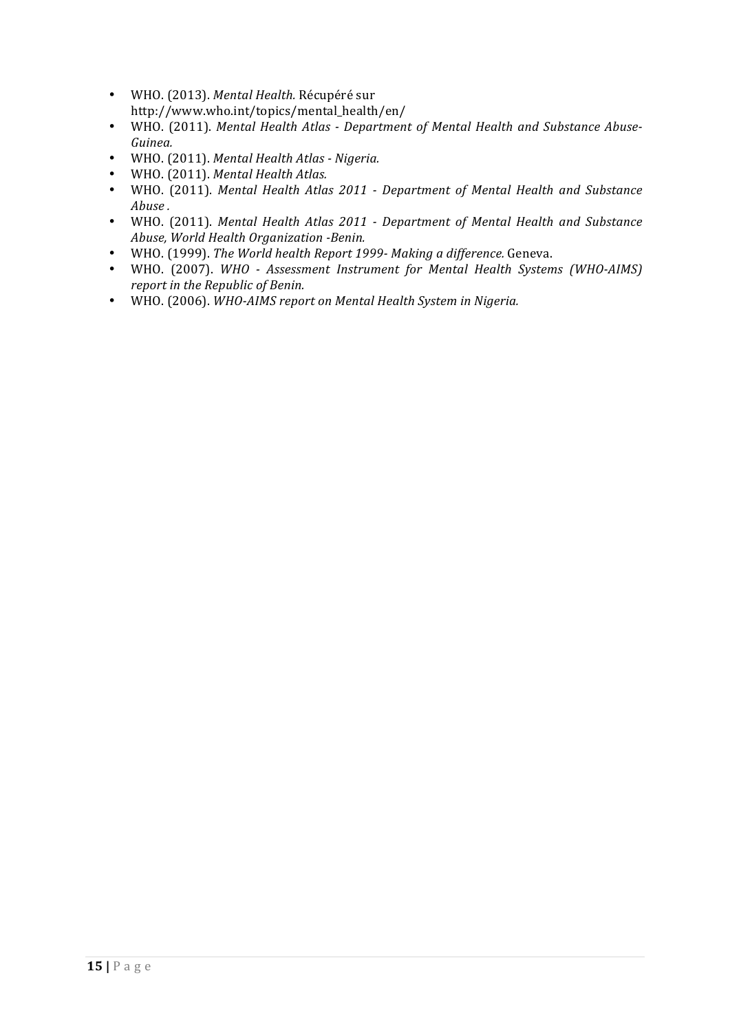- WHO. (2013). *Mental Health.* Récupéré sur http://www.who.int/topics/mental_health/en/
- WHO. (2011). *Mental Health Atlas - Department of Mental Health and Substance Abuse-Guinea.*
- WHO. (2011). *Mental Health Atlas - Nigeria.*
- WHO. (2011). *Mental Health Atlas.*
- WHO. (2011). *Mental Health Atlas 2011 - Department of Mental Health and Substance Abuse .*
- WHO. (2011). *Mental Health Atlas 2011 - Department of Mental Health and Substance Abuse, World Health Organization -Benin.*
- WHO. (1999). *The World health Report 1999- Making a difference.* Geneva.
- WHO. (2007). *WHO - Assessment Instrument for Mental Health Systems (WHO-AIMS) report in the Republic of Benin.*
- WHO. (2006). *WHO-AIMS report on Mental Health System in Nigeria.*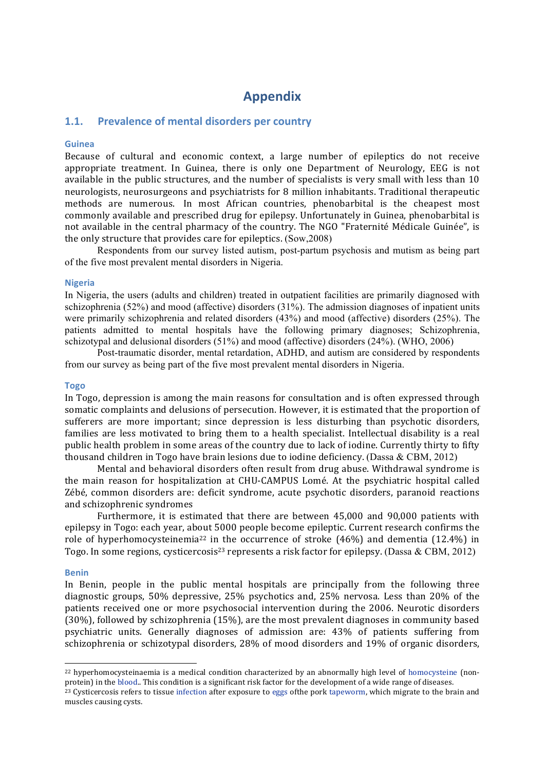# Appendix

## 1.1. Prevalence of mental disorders per country

### Guinea

Because of cultural and economic context, a large number of epileptics do not receive appropriate treatment. In Guinea, there is only one Department of Neurology, EEG is not available in the public structures, and the number of specialists is very small with less than 10 neurologists, neurosurgeons and psychiatrists for 8 million inhabitants. Traditional therapeutic methods are numerous. In most African countries, phenobarbital is the cheapest most commonly available and prescribed drug for epilepsy. Unfortunately in Guinea, phenobarbital is not available in the central pharmacy of the country. The NGO "Fraternité Médicale Guinée", is the only structure that provides care for epileptics. (Sow,2008)

Respondents from our survey listed autism, post-partum psychosis and mutism as being part of the five most prevalent mental disorders in Nigeria.

### Nigeria

In Nigeria, the users (adults and children) treated in outpatient facilities are primarily diagnosed with schizophrenia (52%) and mood (affective) disorders (31%). The admission diagnoses of inpatient units were primarily schizophrenia and related disorders (43%) and mood (affective) disorders (25%). The patients admitted to mental hospitals have the following primary diagnoses; Schizophrenia, schizotypal and delusional disorders (51%) and mood (affective) disorders (24%). (WHO, 2006)

Post-traumatic disorder, mental retardation, ADHD, and autism are considered by respondents from our survey as being part of the five most prevalent mental disorders in Nigeria.

### Togo

In Togo, depression is among the main reasons for consultation and is often expressed through somatic complaints and delusions of persecution. However, it is estimated that the proportion of sufferers are more important; since depression is less disturbing than psychotic disorders, families are less motivated to bring them to a health specialist. Intellectual disability is a real public health problem in some areas of the country due to lack of iodine. Currently thirty to fifty thousand children in Togo have brain lesions due to iodine deficiency. (Dassa & CBM, 2012)

Mental and behavioral disorders often result from drug abuse. Withdrawal syndrome is the main reason for hospitalization at CHU-CAMPUS Lomé. At the psychiatric hospital called Zébé, common disorders are: deficit syndrome, acute psychotic disorders, paranoid reactions and schizophrenic syndromes

Furthermore, it is estimated that there are between 45,000 and 90,000 patients with epilepsy in Togo: each year, about 5000 people become epileptic. Current research confirms the role of hyperhomocysteinemia[22] in the occurrence of stroke (46%) and dementia (12.4%) in Togo. In some regions, cysticercosis[23] represents a risk factor for epilepsy. (Dassa & CBM, 2012)

### Benin

In Benin, people in the public mental hospitals are principally from the following three diagnostic groups, 50% depressive, 25% psychotics and, 25% nervosa. Less than 20% of the patients received one or more psychosocial intervention during the 2006. Neurotic disorders (30%), followed by schizophrenia (15%), are the most prevalent diagnoses in community based psychiatric units. Generally diagnoses of admission are: 43% of patients suffering from schizophrenia or schizotypal disorders, 28% of mood disorders and 19% of organic disorders,

---

[22] hyperhomocysteinaemia is a medical condition characterized by an abnormally high level of homocysteine (non-protein) in the blood.. This condition is a significant risk factor for the development of a wide range of diseases.

[23] Cysticercosis refers to tissue infection after exposure to eggs ofthe pork tapeworm, which migrate to the brain and muscles causing cysts.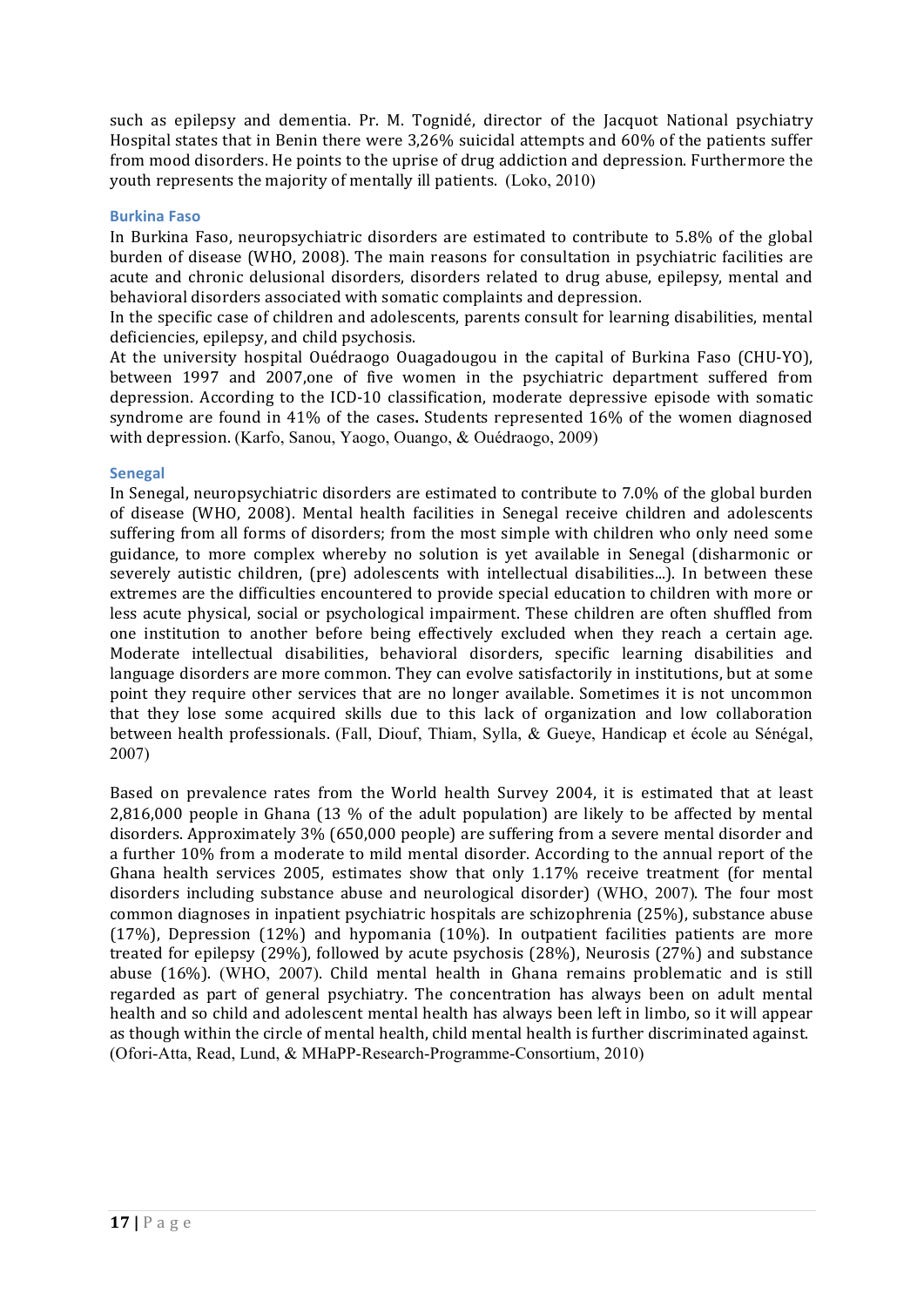such as epilepsy and dementia. Pr. M. Tognidé, director of the Jacquot National psychiatry Hospital states that in Benin there were 3,26% suicidal attempts and 60% of the patients suffer from mood disorders. He points to the uprise of drug addiction and depression. Furthermore the youth represents the majority of mentally ill patients. (Loko, 2010)

### Burkina Faso

In Burkina Faso, neuropsychiatric disorders are estimated to contribute to 5.8% of the global burden of disease (WHO, 2008). The main reasons for consultation in psychiatric facilities are acute and chronic delusional disorders, disorders related to drug abuse, epilepsy, mental and behavioral disorders associated with somatic complaints and depression.

In the specific case of children and adolescents, parents consult for learning disabilities, mental deficiencies, epilepsy, and child psychosis.

At the university hospital Ouédraogo Ouagadougou in the capital of Burkina Faso (CHU-YO), between 1997 and 2007,one of five women in the psychiatric department suffered from depression. According to the ICD-10 classification, moderate depressive episode with somatic syndrome are found in 41% of the cases**.** Students represented 16% of the women diagnosed with depression. (Karfo, Sanou, Yaogo, Ouango, & Ouédraogo, 2009)

### Senegal

In Senegal, neuropsychiatric disorders are estimated to contribute to 7.0% of the global burden of disease (WHO, 2008). Mental health facilities in Senegal receive children and adolescents suffering from all forms of disorders; from the most simple with children who only need some guidance, to more complex whereby no solution is yet available in Senegal (disharmonic or severely autistic children, (pre) adolescents with intellectual disabilities...). In between these extremes are the difficulties encountered to provide special education to children with more or less acute physical, social or psychological impairment. These children are often shuffled from one institution to another before being effectively excluded when they reach a certain age. Moderate intellectual disabilities, behavioral disorders, specific learning disabilities and language disorders are more common. They can evolve satisfactorily in institutions, but at some point they require other services that are no longer available. Sometimes it is not uncommon that they lose some acquired skills due to this lack of organization and low collaboration between health professionals. (Fall, Diouf, Thiam, Sylla, & Gueye, Handicap et école au Sénégal, 2007)

Based on prevalence rates from the World health Survey 2004, it is estimated that at least 2,816,000 people in Ghana (13 % of the adult population) are likely to be affected by mental disorders. Approximately 3% (650,000 people) are suffering from a severe mental disorder and a further 10% from a moderate to mild mental disorder. According to the annual report of the Ghana health services 2005, estimates show that only 1.17% receive treatment (for mental disorders including substance abuse and neurological disorder) (WHO, 2007). The four most common diagnoses in inpatient psychiatric hospitals are schizophrenia (25%), substance abuse (17%), Depression (12%) and hypomania (10%). In outpatient facilities patients are more treated for epilepsy (29%), followed by acute psychosis (28%), Neurosis (27%) and substance abuse (16%). (WHO, 2007). Child mental health in Ghana remains problematic and is still regarded as part of general psychiatry. The concentration has always been on adult mental health and so child and adolescent mental health has always been left in limbo, so it will appear as though within the circle of mental health, child mental health is further discriminated against. (Ofori-Atta, Read, Lund, & MHaPP-Research-Programme-Consortium, 2010)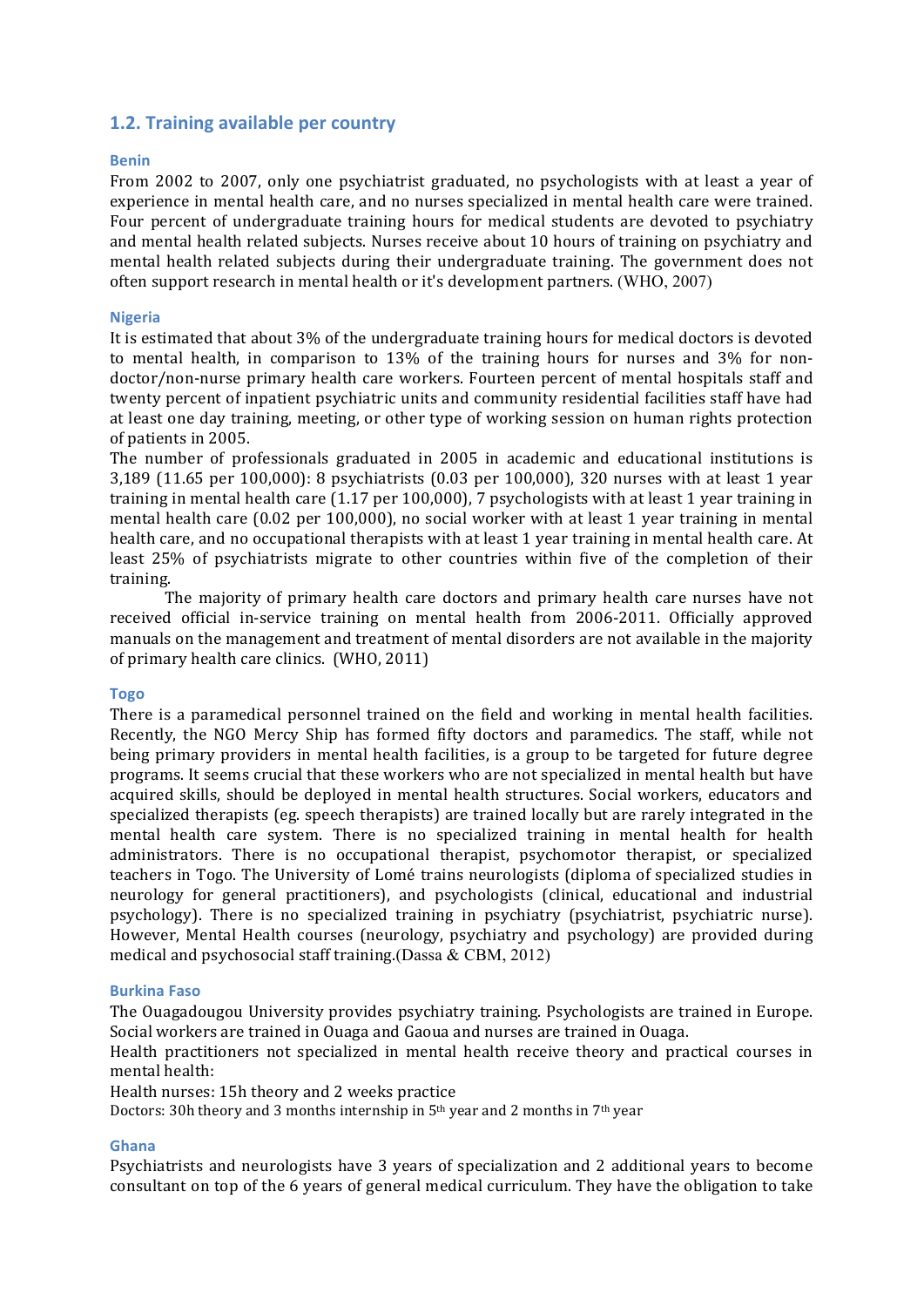## 1.2. Training available per country

### Benin

From 2002 to 2007, only one psychiatrist graduated, no psychologists with at least a year of experience in mental health care, and no nurses specialized in mental health care were trained. Four percent of undergraduate training hours for medical students are devoted to psychiatry and mental health related subjects. Nurses receive about 10 hours of training on psychiatry and mental health related subjects during their undergraduate training. The government does not often support research in mental health or it's development partners. (WHO, 2007)

### Nigeria

It is estimated that about 3% of the undergraduate training hours for medical doctors is devoted to mental health, in comparison to 13% of the training hours for nurses and 3% for non-doctor/non-nurse primary health care workers. Fourteen percent of mental hospitals staff and twenty percent of inpatient psychiatric units and community residential facilities staff have had at least one day training, meeting, or other type of working session on human rights protection of patients in 2005.

The number of professionals graduated in 2005 in academic and educational institutions is 3,189 (11.65 per 100,000): 8 psychiatrists (0.03 per 100,000), 320 nurses with at least 1 year training in mental health care (1.17 per 100,000), 7 psychologists with at least 1 year training in mental health care (0.02 per 100,000), no social worker with at least 1 year training in mental health care, and no occupational therapists with at least 1 year training in mental health care. At least 25% of psychiatrists migrate to other countries within five of the completion of their training.

The majority of primary health care doctors and primary health care nurses have not received official in-service training on mental health from 2006-2011. Officially approved manuals on the management and treatment of mental disorders are not available in the majority of primary health care clinics. (WHO, 2011)

### Togo

There is a paramedical personnel trained on the field and working in mental health facilities. Recently, the NGO Mercy Ship has formed fifty doctors and paramedics. The staff, while not being primary providers in mental health facilities, is a group to be targeted for future degree programs. It seems crucial that these workers who are not specialized in mental health but have acquired skills, should be deployed in mental health structures. Social workers, educators and specialized therapists (eg. speech therapists) are trained locally but are rarely integrated in the mental health care system. There is no specialized training in mental health for health administrators. There is no occupational therapist, psychomotor therapist, or specialized teachers in Togo. The University of Lomé trains neurologists (diploma of specialized studies in neurology for general practitioners), and psychologists (clinical, educational and industrial psychology). There is no specialized training in psychiatry (psychiatrist, psychiatric nurse). However, Mental Health courses (neurology, psychiatry and psychology) are provided during medical and psychosocial staff training.(Dassa & CBM, 2012)

### Burkina Faso

The Ouagadougou University provides psychiatry training. Psychologists are trained in Europe. Social workers are trained in Ouaga and Gaoua and nurses are trained in Ouaga.

Health practitioners not specialized in mental health receive theory and practical courses in mental health:

Health nurses: 15h theory and 2 weeks practice

Doctors: 30h theory and 3 months internship in 5th year and 2 months in 7th year

### Ghana

Psychiatrists and neurologists have 3 years of specialization and 2 additional years to become consultant on top of the 6 years of general medical curriculum. They have the obligation to take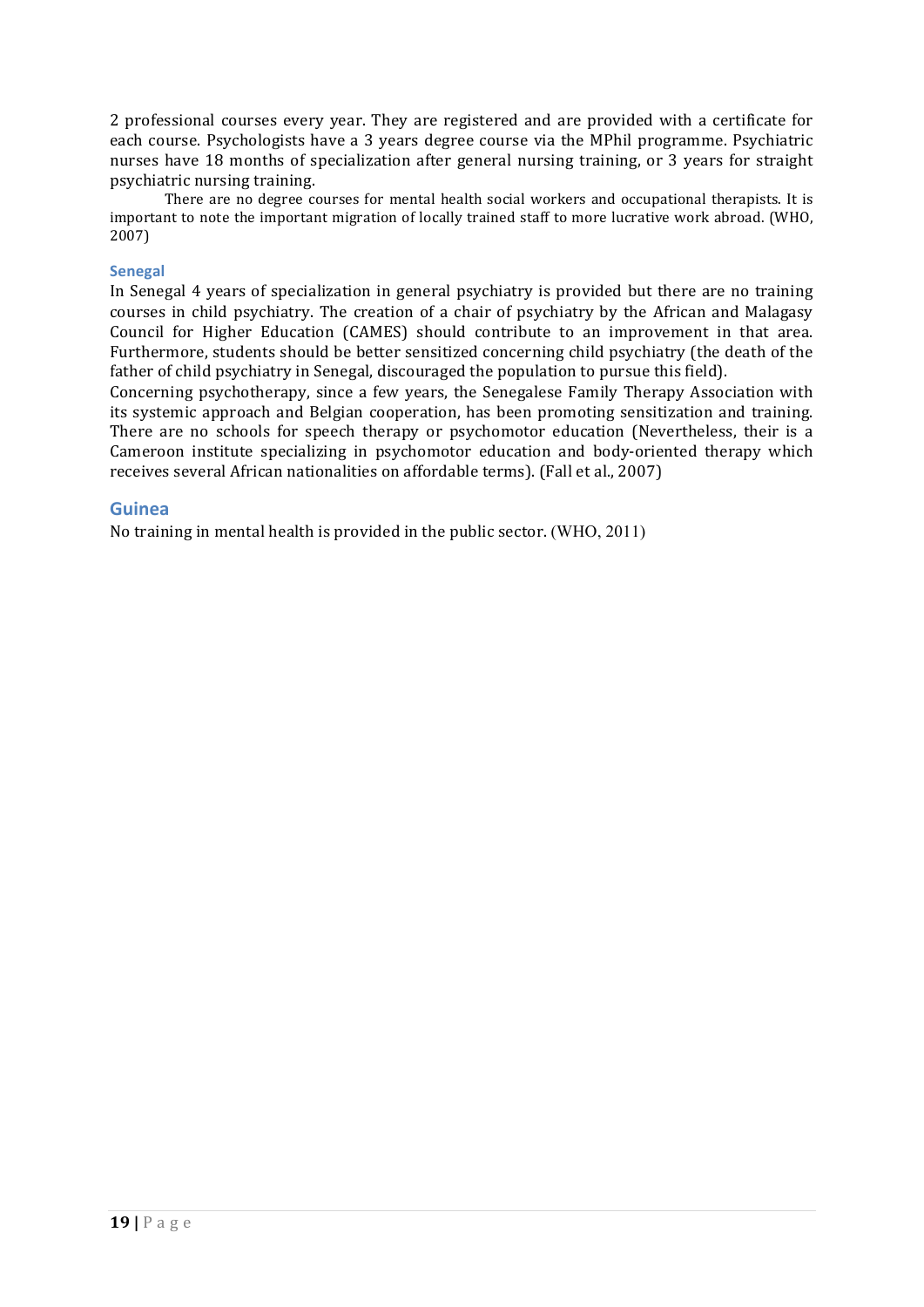2 professional courses every year. They are registered and are provided with a certificate for each course. Psychologists have a 3 years degree course via the MPhil programme. Psychiatric nurses have 18 months of specialization after general nursing training, or 3 years for straight psychiatric nursing training.

There are no degree courses for mental health social workers and occupational therapists. It is important to note the important migration of locally trained staff to more lucrative work abroad. (WHO, 2007)

### Senegal

In Senegal 4 years of specialization in general psychiatry is provided but there are no training courses in child psychiatry. The creation of a chair of psychiatry by the African and Malagasy Council for Higher Education (CAMES) should contribute to an improvement in that area. Furthermore, students should be better sensitized concerning child psychiatry (the death of the father of child psychiatry in Senegal, discouraged the population to pursue this field).

Concerning psychotherapy, since a few years, the Senegalese Family Therapy Association with its systemic approach and Belgian cooperation, has been promoting sensitization and training. There are no schools for speech therapy or psychomotor education (Nevertheless, their is a Cameroon institute specializing in psychomotor education and body-oriented therapy which receives several African nationalities on affordable terms). (Fall et al., 2007)

## Guinea

No training in mental health is provided in the public sector. (WHO, 2011)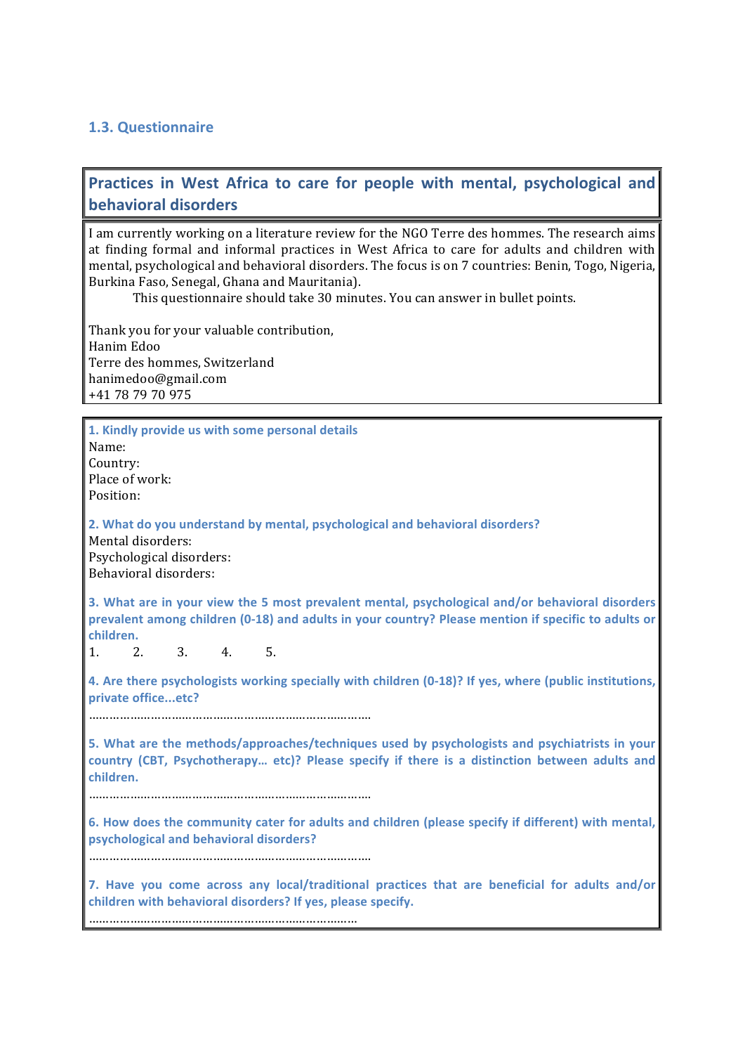### 1.3. Questionnaire

## Practices in West Africa to care for people with mental, psychological and behavioral disorders

I am currently working on a literature review for the NGO Terre des hommes. The research aims at finding formal and informal practices in West Africa to care for adults and children with mental, psychological and behavioral disorders. The focus is on 7 countries: Benin, Togo, Nigeria, Burkina Faso, Senegal, Ghana and Mauritania).

This questionnaire should take 30 minutes. You can answer in bullet points.

Thank you for your valuable contribution,
Hanim Edoo
Terre des hommes, Switzerland
hanimedoo@gmail.com
+41 78 79 70 975

**1. Kindly provide us with some personal details**

Name:
Country:
Place of work:
Position:

**2. What do you understand by mental, psychological and behavioral disorders?**

Mental disorders:
Psychological disorders:
Behavioral disorders:

**3. What are in your view the 5 most prevalent mental, psychological and/or behavioral disorders prevalent among children (0-18) and adults in your country? Please mention if specific to adults or children.**

1. 2. 3. 4. 5.

**4. Are there psychologists working specially with children (0-18)? If yes, where (public institutions, private office...etc?**

……………………………………………………………………

**5. What are the methods/approaches/techniques used by psychologists and psychiatrists in your country (CBT, Psychotherapy… etc)? Please specify if there is a distinction between adults and children.**

……………………………………………………………………

**6. How does the community cater for adults and children (please specify if different) with mental, psychological and behavioral disorders?**

……………………………………………………………………

**7. Have you come across any local/traditional practices that are beneficial for adults and/or children with behavioral disorders? If yes, please specify.**

……………………………………………………………………